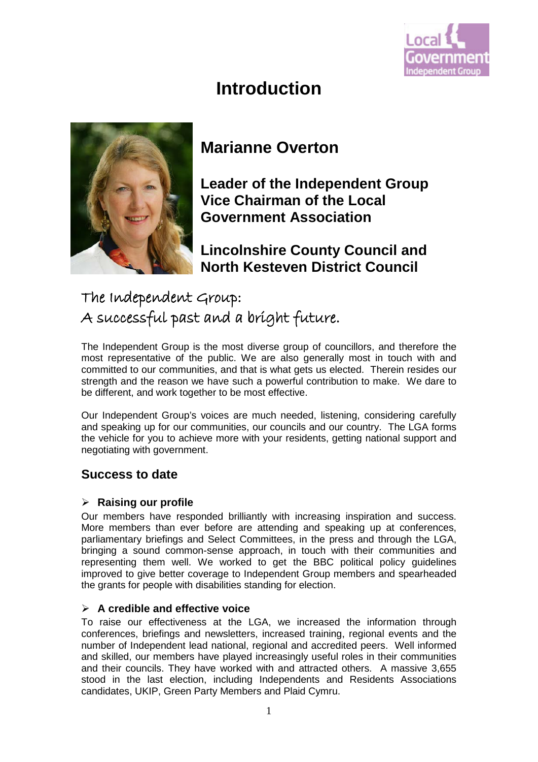# Introduction

## Marianne Overton

**Leader of the Independent Group**
**Vice Chairman of the Local Government Association**

**Lincolnshire County Council and North Kesteven District Council**

## The Independent Group: A successful past and a bright future.

The Independent Group is the most diverse group of councillors, and therefore the most representative of the public. We are also generally most in touch with and committed to our communities, and that is what gets us elected. Therein resides our strength and the reason we have such a powerful contribution to make. We dare to be different, and work together to be most effective.

Our Independent Group's voices are much needed, listening, considering carefully and speaking up for our communities, our councils and our country. The LGA forms the vehicle for you to achieve more with your residents, getting national support and negotiating with government.

### Success to date

- **Raising our profile**

Our members have responded brilliantly with increasing inspiration and success. More members than ever before are attending and speaking up at conferences, parliamentary briefings and Select Committees, in the press and through the LGA, bringing a sound common-sense approach, in touch with their communities and representing them well. We worked to get the BBC political policy guidelines improved to give better coverage to Independent Group members and spearheaded the grants for people with disabilities standing for election.

- **A credible and effective voice**

To raise our effectiveness at the LGA, we increased the information through conferences, briefings and newsletters, increased training, regional events and the number of Independent lead national, regional and accredited peers. Well informed and skilled, our members have played increasingly useful roles in their communities and their councils. They have worked with and attracted others. A massive 3,655 stood in the last election, including Independents and Residents Associations candidates, UKIP, Green Party Members and Plaid Cymru.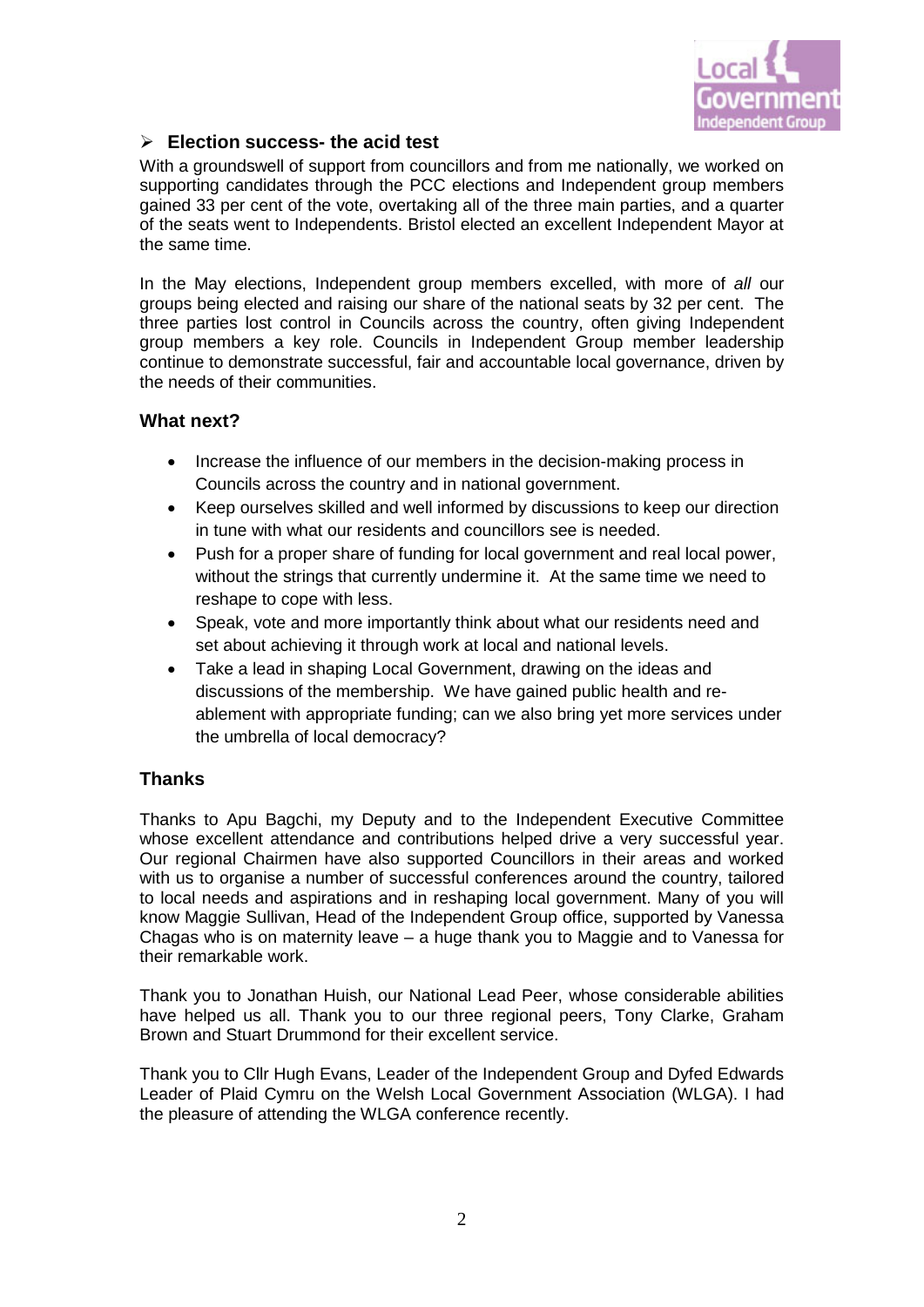- **Election success- the acid test**

With a groundswell of support from councillors and from me nationally, we worked on supporting candidates through the PCC elections and Independent group members gained 33 per cent of the vote, overtaking all of the three main parties, and a quarter of the seats went to Independents. Bristol elected an excellent Independent Mayor at the same time.

In the May elections, Independent group members excelled, with more of *all* our groups being elected and raising our share of the national seats by 32 per cent. The three parties lost control in Councils across the country, often giving Independent group members a key role. Councils in Independent Group member leadership continue to demonstrate successful, fair and accountable local governance, driven by the needs of their communities.

### What next?

- Increase the influence of our members in the decision-making process in Councils across the country and in national government.
- Keep ourselves skilled and well informed by discussions to keep our direction in tune with what our residents and councillors see is needed.
- Push for a proper share of funding for local government and real local power, without the strings that currently undermine it. At the same time we need to reshape to cope with less.
- Speak, vote and more importantly think about what our residents need and set about achieving it through work at local and national levels.
- Take a lead in shaping Local Government, drawing on the ideas and discussions of the membership. We have gained public health and re-ablement with appropriate funding; can we also bring yet more services under the umbrella of local democracy?

### Thanks

Thanks to Apu Bagchi, my Deputy and to the Independent Executive Committee whose excellent attendance and contributions helped drive a very successful year. Our regional Chairmen have also supported Councillors in their areas and worked with us to organise a number of successful conferences around the country, tailored to local needs and aspirations and in reshaping local government. Many of you will know Maggie Sullivan, Head of the Independent Group office, supported by Vanessa Chagas who is on maternity leave – a huge thank you to Maggie and to Vanessa for their remarkable work.

Thank you to Jonathan Huish, our National Lead Peer, whose considerable abilities have helped us all. Thank you to our three regional peers, Tony Clarke, Graham Brown and Stuart Drummond for their excellent service.

Thank you to Cllr Hugh Evans, Leader of the Independent Group and Dyfed Edwards Leader of Plaid Cymru on the Welsh Local Government Association (WLGA). I had the pleasure of attending the WLGA conference recently.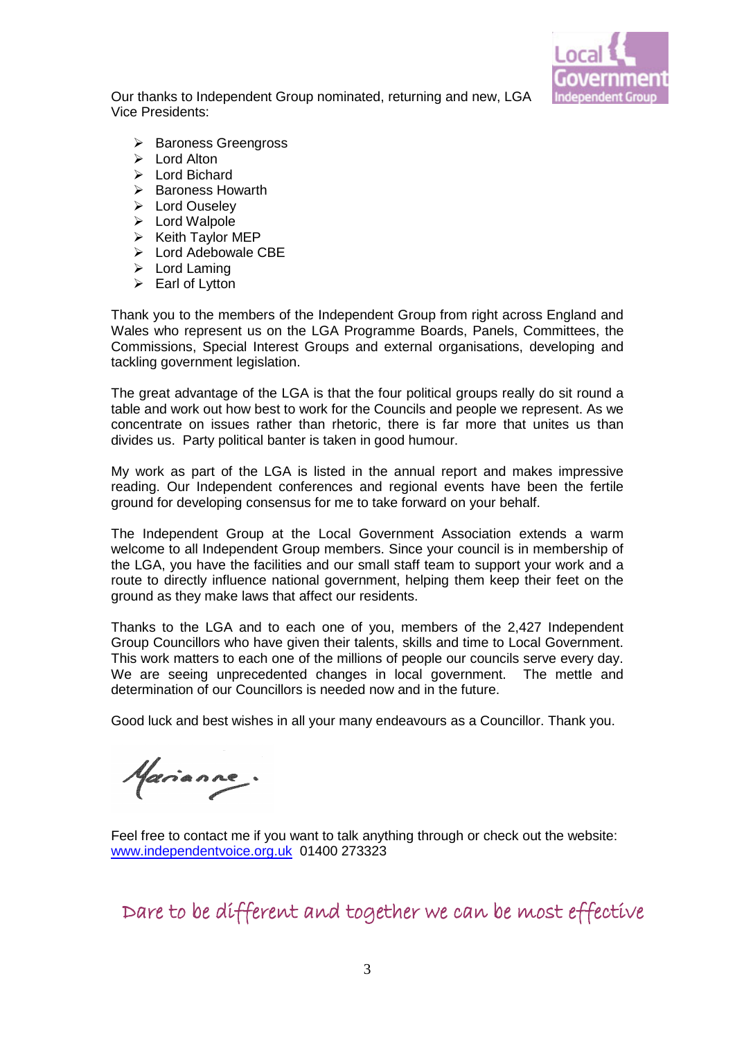Our thanks to Independent Group nominated, returning and new, LGA Vice Presidents:

- Baroness Greengross
- Lord Alton
- Lord Bichard
- Baroness Howarth
- Lord Ouseley
- Lord Walpole
- Keith Taylor MEP
- Lord Adebowale CBE
- Lord Laming
- Earl of Lytton

Thank you to the members of the Independent Group from right across England and Wales who represent us on the LGA Programme Boards, Panels, Committees, the Commissions, Special Interest Groups and external organisations, developing and tackling government legislation.

The great advantage of the LGA is that the four political groups really do sit round a table and work out how best to work for the Councils and people we represent. As we concentrate on issues rather than rhetoric, there is far more that unites us than divides us. Party political banter is taken in good humour.

My work as part of the LGA is listed in the annual report and makes impressive reading. Our Independent conferences and regional events have been the fertile ground for developing consensus for me to take forward on your behalf.

The Independent Group at the Local Government Association extends a warm welcome to all Independent Group members. Since your council is in membership of the LGA, you have the facilities and our small staff team to support your work and a route to directly influence national government, helping them keep their feet on the ground as they make laws that affect our residents.

Thanks to the LGA and to each one of you, members of the 2,427 Independent Group Councillors who have given their talents, skills and time to Local Government. This work matters to each one of the millions of people our councils serve every day. We are seeing unprecedented changes in local government. The mettle and determination of our Councillors is needed now and in the future.

Good luck and best wishes in all your many endeavours as a Councillor. Thank you.

Marianne.

Feel free to contact me if you want to talk anything through or check out the website: www.independentvoice.org.uk 01400 273323

*Dare to be different and together we can be most effective*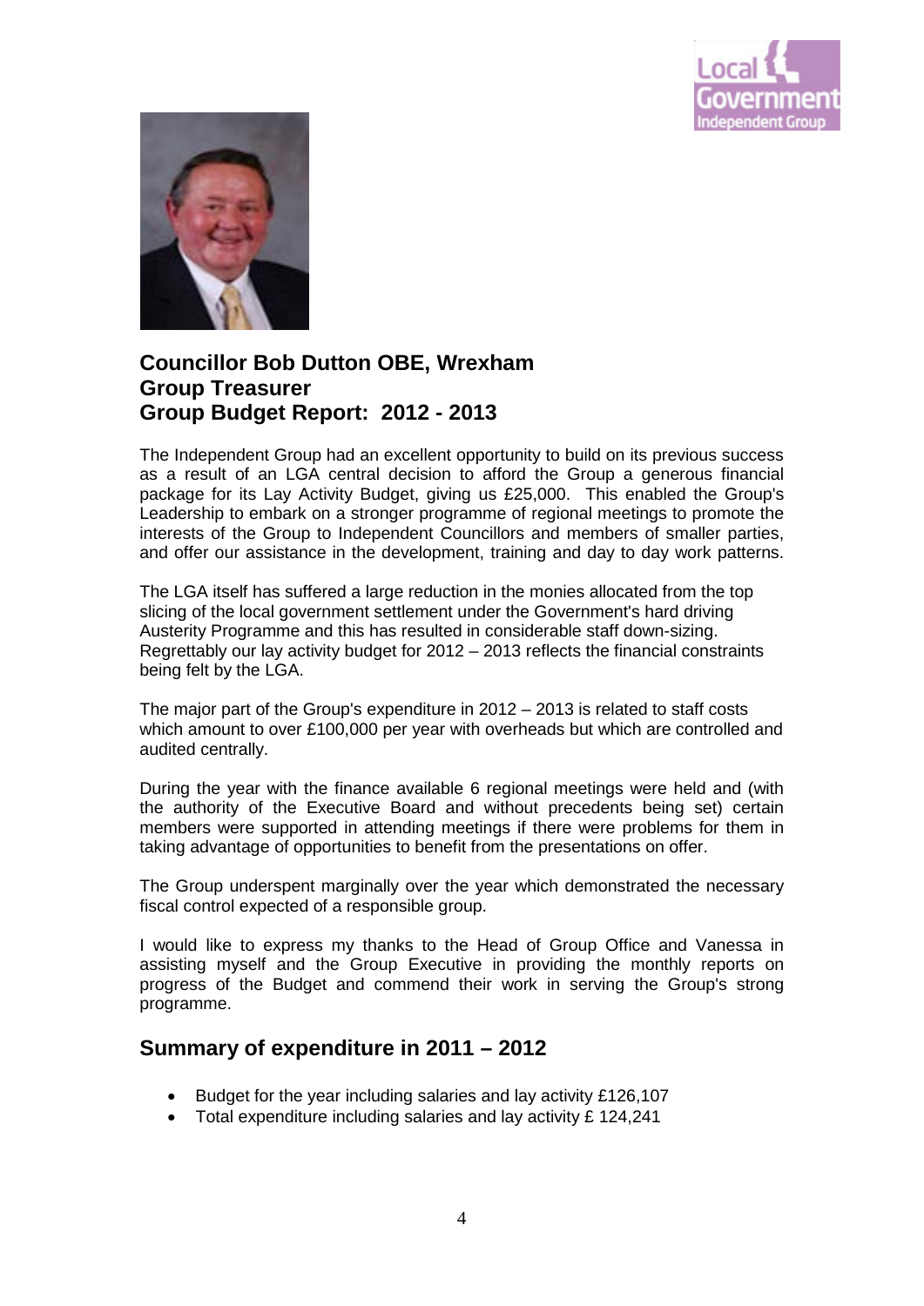## Councillor Bob Dutton OBE, Wrexham
## Group Treasurer
## Group Budget Report: 2012 - 2013

The Independent Group had an excellent opportunity to build on its previous success as a result of an LGA central decision to afford the Group a generous financial package for its Lay Activity Budget, giving us £25,000. This enabled the Group's Leadership to embark on a stronger programme of regional meetings to promote the interests of the Group to Independent Councillors and members of smaller parties, and offer our assistance in the development, training and day to day work patterns.

The LGA itself has suffered a large reduction in the monies allocated from the top slicing of the local government settlement under the Government's hard driving Austerity Programme and this has resulted in considerable staff down-sizing. Regrettably our lay activity budget for 2012 – 2013 reflects the financial constraints being felt by the LGA.

The major part of the Group's expenditure in 2012 – 2013 is related to staff costs which amount to over £100,000 per year with overheads but which are controlled and audited centrally.

During the year with the finance available 6 regional meetings were held and (with the authority of the Executive Board and without precedents being set) certain members were supported in attending meetings if there were problems for them in taking advantage of opportunities to benefit from the presentations on offer.

The Group underspent marginally over the year which demonstrated the necessary fiscal control expected of a responsible group.

I would like to express my thanks to the Head of Group Office and Vanessa in assisting myself and the Group Executive in providing the monthly reports on progress of the Budget and commend their work in serving the Group's strong programme.

## Summary of expenditure in 2011 – 2012

- Budget for the year including salaries and lay activity £126,107
- Total expenditure including salaries and lay activity £ 124,241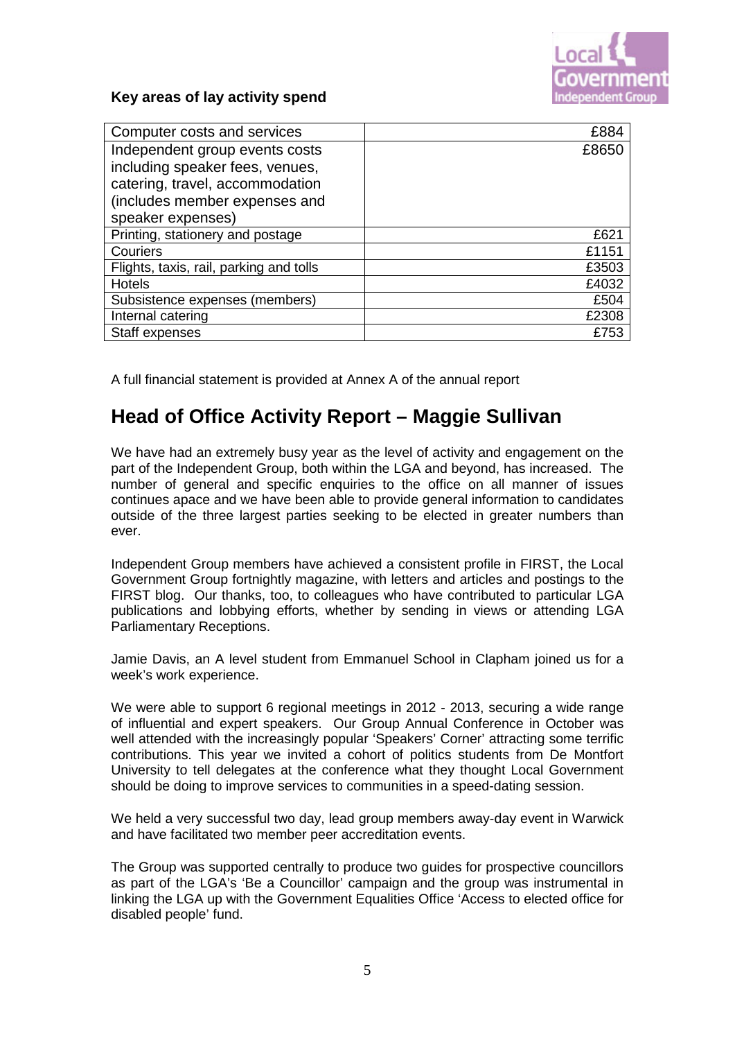**Key areas of lay activity spend**

| | |
|---|---|
| Computer costs and services | £884 |
| Independent group events costs including speaker fees, venues, catering, travel, accommodation (includes member expenses and speaker expenses) | £8650 |
| Printing, stationery and postage | £621 |
| Couriers | £1151 |
| Flights, taxis, rail, parking and tolls | £3503 |
| Hotels | £4032 |
| Subsistence expenses (members) | £504 |
| Internal catering | £2308 |
| Staff expenses | £753 |

A full financial statement is provided at Annex A of the annual report

## Head of Office Activity Report – Maggie Sullivan

We have had an extremely busy year as the level of activity and engagement on the part of the Independent Group, both within the LGA and beyond, has increased. The number of general and specific enquiries to the office on all manner of issues continues apace and we have been able to provide general information to candidates outside of the three largest parties seeking to be elected in greater numbers than ever.

Independent Group members have achieved a consistent profile in FIRST, the Local Government Group fortnightly magazine, with letters and articles and postings to the FIRST blog. Our thanks, too, to colleagues who have contributed to particular LGA publications and lobbying efforts, whether by sending in views or attending LGA Parliamentary Receptions.

Jamie Davis, an A level student from Emmanuel School in Clapham joined us for a week's work experience.

We were able to support 6 regional meetings in 2012 - 2013, securing a wide range of influential and expert speakers. Our Group Annual Conference in October was well attended with the increasingly popular 'Speakers' Corner' attracting some terrific contributions. This year we invited a cohort of politics students from De Montfort University to tell delegates at the conference what they thought Local Government should be doing to improve services to communities in a speed-dating session.

We held a very successful two day, lead group members away-day event in Warwick and have facilitated two member peer accreditation events.

The Group was supported centrally to produce two guides for prospective councillors as part of the LGA's 'Be a Councillor' campaign and the group was instrumental in linking the LGA up with the Government Equalities Office 'Access to elected office for disabled people' fund.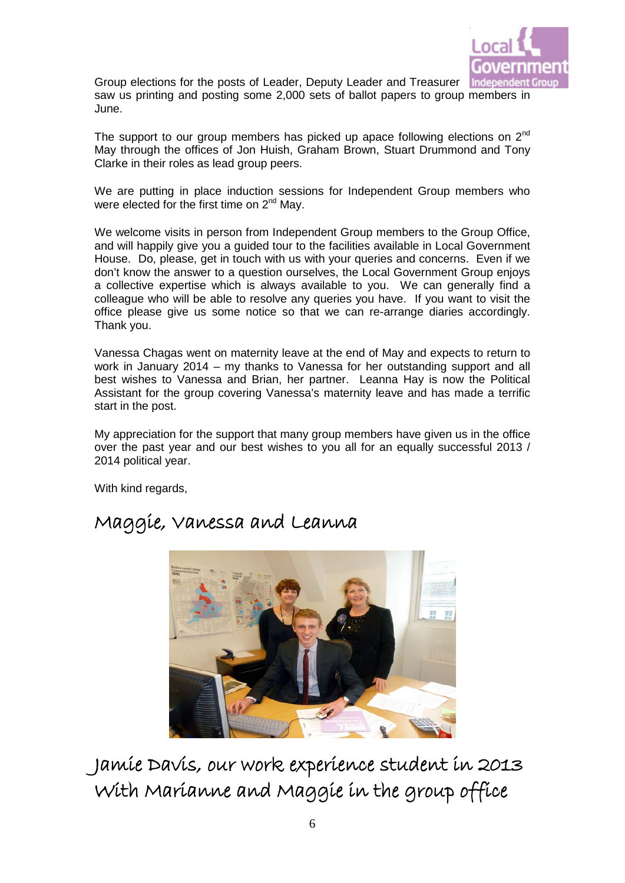Group elections for the posts of Leader, Deputy Leader and Treasurer saw us printing and posting some 2,000 sets of ballot papers to group members in June.

The support to our group members has picked up apace following elections on 2nd May through the offices of Jon Huish, Graham Brown, Stuart Drummond and Tony Clarke in their roles as lead group peers.

We are putting in place induction sessions for Independent Group members who were elected for the first time on 2nd May.

We welcome visits in person from Independent Group members to the Group Office, and will happily give you a guided tour to the facilities available in Local Government House. Do, please, get in touch with us with your queries and concerns. Even if we don't know the answer to a question ourselves, the Local Government Group enjoys a collective expertise which is always available to you. We can generally find a colleague who will be able to resolve any queries you have. If you want to visit the office please give us some notice so that we can re-arrange diaries accordingly. Thank you.

Vanessa Chagas went on maternity leave at the end of May and expects to return to work in January 2014 – my thanks to Vanessa for her outstanding support and all best wishes to Vanessa and Brian, her partner. Leanna Hay is now the Political Assistant for the group covering Vanessa's maternity leave and has made a terrific start in the post.

My appreciation for the support that many group members have given us in the office over the past year and our best wishes to you all for an equally successful 2013 / 2014 political year.

With kind regards,

Maggie, Vanessa and Leanna

Jamie Davis, our work experience student in 2013 With Marianne and Maggie in the group office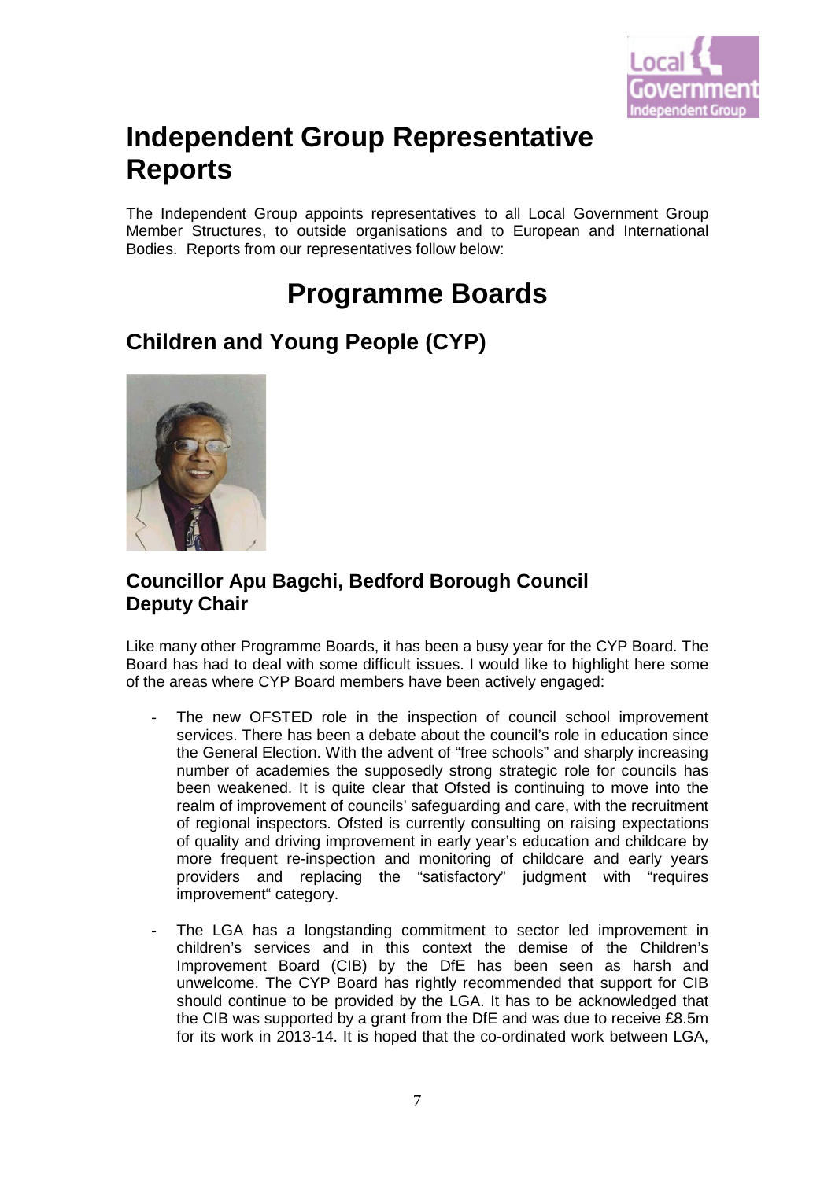# Independent Group Representative Reports

The Independent Group appoints representatives to all Local Government Group Member Structures, to outside organisations and to European and International Bodies. Reports from our representatives follow below:

# Programme Boards

## Children and Young People (CYP)

### Councillor Apu Bagchi, Bedford Borough Council
### Deputy Chair

Like many other Programme Boards, it has been a busy year for the CYP Board. The Board has had to deal with some difficult issues. I would like to highlight here some of the areas where CYP Board members have been actively engaged:

- The new OFSTED role in the inspection of council school improvement services. There has been a debate about the council's role in education since the General Election. With the advent of "free schools" and sharply increasing number of academies the supposedly strong strategic role for councils has been weakened. It is quite clear that Ofsted is continuing to move into the realm of improvement of councils' safeguarding and care, with the recruitment of regional inspectors. Ofsted is currently consulting on raising expectations of quality and driving improvement in early year's education and childcare by more frequent re-inspection and monitoring of childcare and early years providers and replacing the "satisfactory" judgment with "requires improvement" category.

- The LGA has a longstanding commitment to sector led improvement in children's services and in this context the demise of the Children's Improvement Board (CIB) by the DfE has been seen as harsh and unwelcome. The CYP Board has rightly recommended that support for CIB should continue to be provided by the LGA. It has to be acknowledged that the CIB was supported by a grant from the DfE and was due to receive £8.5m for its work in 2013-14. It is hoped that the co-ordinated work between LGA,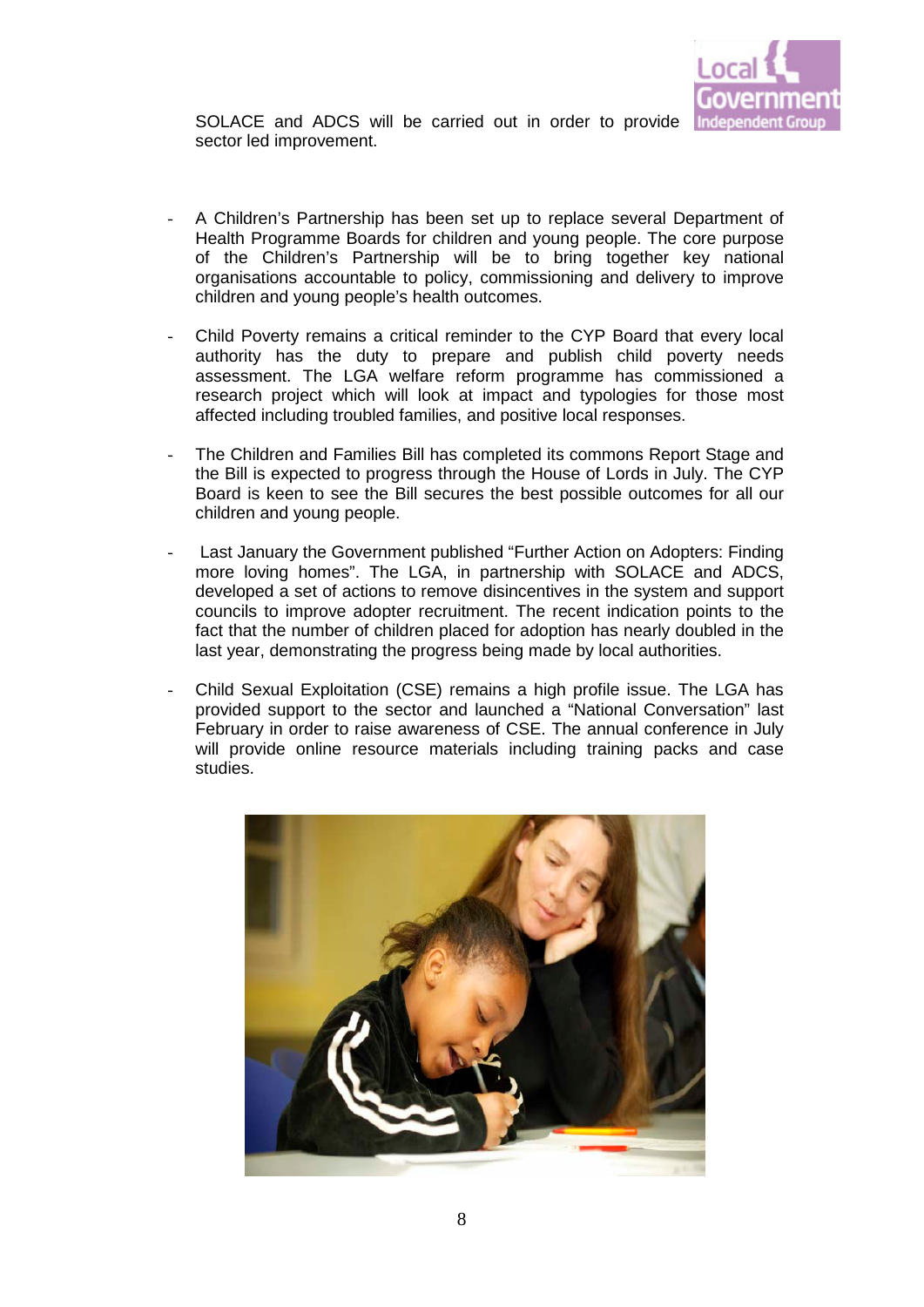SOLACE and ADCS will be carried out in order to provide sector led improvement.

- A Children's Partnership has been set up to replace several Department of Health Programme Boards for children and young people. The core purpose of the Children's Partnership will be to bring together key national organisations accountable to policy, commissioning and delivery to improve children and young people's health outcomes.

- Child Poverty remains a critical reminder to the CYP Board that every local authority has the duty to prepare and publish child poverty needs assessment. The LGA welfare reform programme has commissioned a research project which will look at impact and typologies for those most affected including troubled families, and positive local responses.

- The Children and Families Bill has completed its commons Report Stage and the Bill is expected to progress through the House of Lords in July. The CYP Board is keen to see the Bill secures the best possible outcomes for all our children and young people.

- Last January the Government published "Further Action on Adopters: Finding more loving homes". The LGA, in partnership with SOLACE and ADCS, developed a set of actions to remove disincentives in the system and support councils to improve adopter recruitment. The recent indication points to the fact that the number of children placed for adoption has nearly doubled in the last year, demonstrating the progress being made by local authorities.

- Child Sexual Exploitation (CSE) remains a high profile issue. The LGA has provided support to the sector and launched a "National Conversation" last February in order to raise awareness of CSE. The annual conference in July will provide online resource materials including training packs and case studies.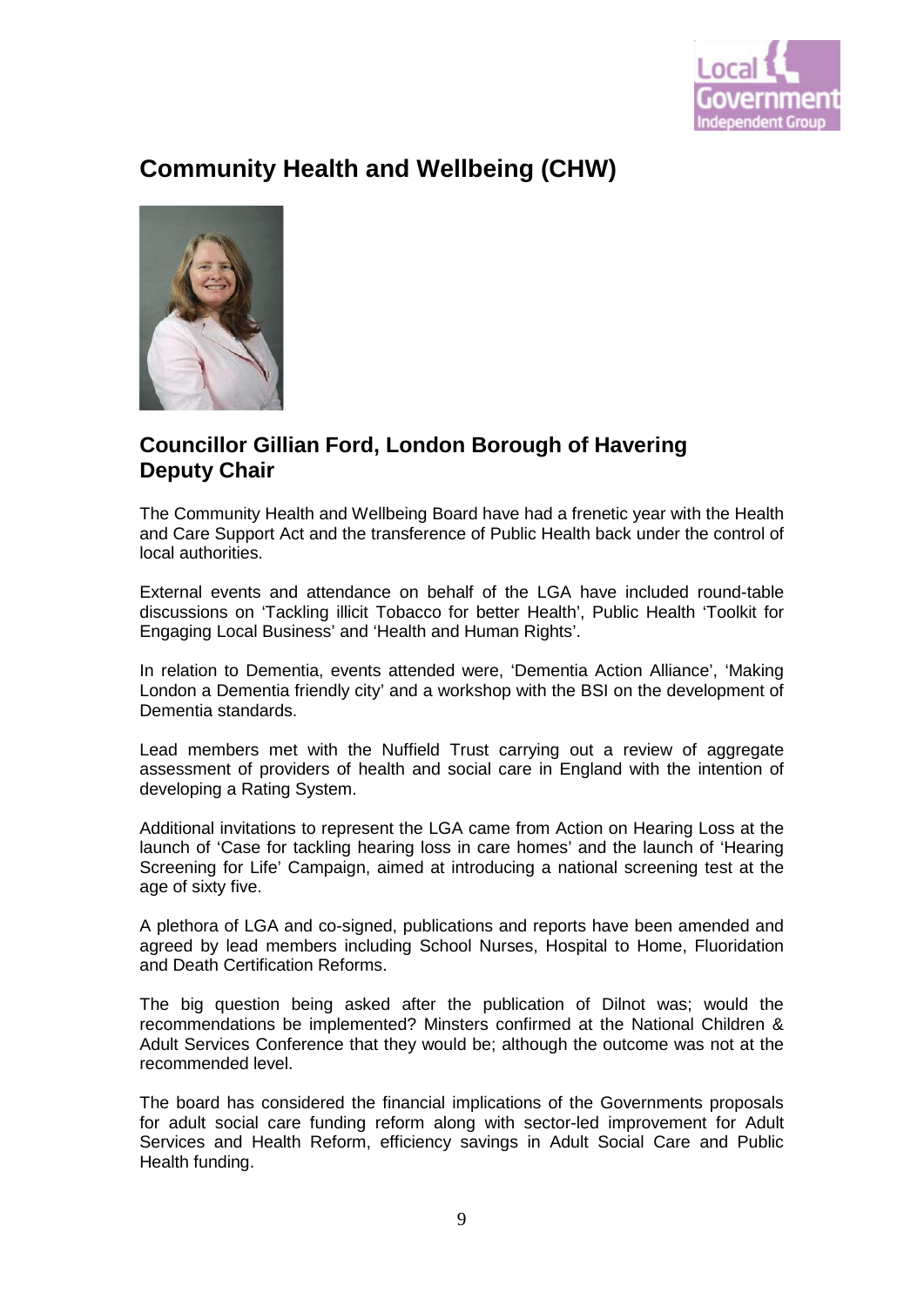## Community Health and Wellbeing (CHW)

### Councillor Gillian Ford, London Borough of Havering
### Deputy Chair

The Community Health and Wellbeing Board have had a frenetic year with the Health and Care Support Act and the transference of Public Health back under the control of local authorities.

External events and attendance on behalf of the LGA have included round-table discussions on 'Tackling illicit Tobacco for better Health', Public Health 'Toolkit for Engaging Local Business' and 'Health and Human Rights'.

In relation to Dementia, events attended were, 'Dementia Action Alliance', 'Making London a Dementia friendly city' and a workshop with the BSI on the development of Dementia standards.

Lead members met with the Nuffield Trust carrying out a review of aggregate assessment of providers of health and social care in England with the intention of developing a Rating System.

Additional invitations to represent the LGA came from Action on Hearing Loss at the launch of 'Case for tackling hearing loss in care homes' and the launch of 'Hearing Screening for Life' Campaign, aimed at introducing a national screening test at the age of sixty five.

A plethora of LGA and co-signed, publications and reports have been amended and agreed by lead members including School Nurses, Hospital to Home, Fluoridation and Death Certification Reforms.

The big question being asked after the publication of Dilnot was; would the recommendations be implemented? Minsters confirmed at the National Children & Adult Services Conference that they would be; although the outcome was not at the recommended level.

The board has considered the financial implications of the Governments proposals for adult social care funding reform along with sector-led improvement for Adult Services and Health Reform, efficiency savings in Adult Social Care and Public Health funding.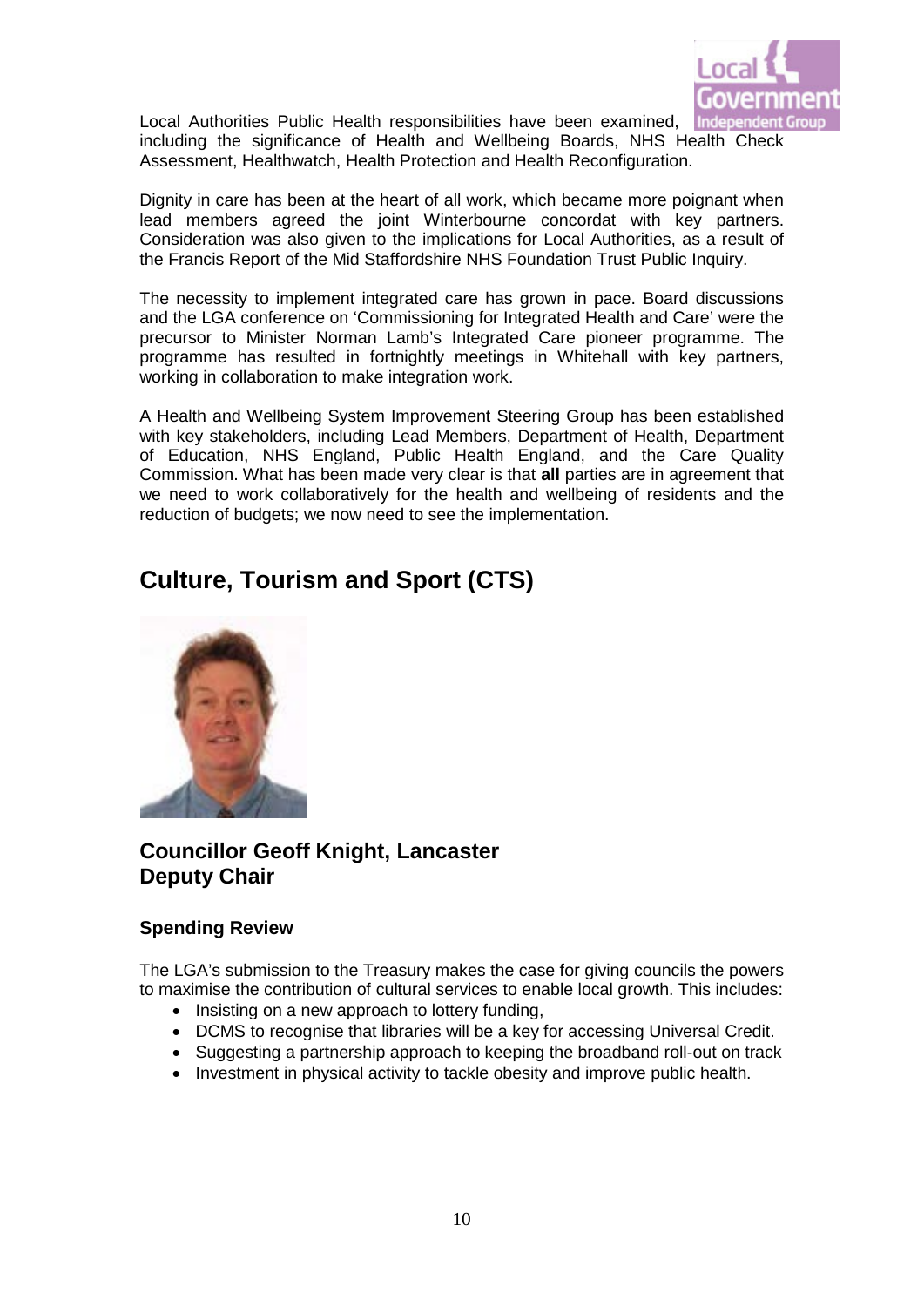Local Authorities Public Health responsibilities have been examined, including the significance of Health and Wellbeing Boards, NHS Health Check Assessment, Healthwatch, Health Protection and Health Reconfiguration.

Dignity in care has been at the heart of all work, which became more poignant when lead members agreed the joint Winterbourne concordat with key partners. Consideration was also given to the implications for Local Authorities, as a result of the Francis Report of the Mid Staffordshire NHS Foundation Trust Public Inquiry.

The necessity to implement integrated care has grown in pace. Board discussions and the LGA conference on 'Commissioning for Integrated Health and Care' were the precursor to Minister Norman Lamb's Integrated Care pioneer programme. The programme has resulted in fortnightly meetings in Whitehall with key partners, working in collaboration to make integration work.

A Health and Wellbeing System Improvement Steering Group has been established with key stakeholders, including Lead Members, Department of Health, Department of Education, NHS England, Public Health England, and the Care Quality Commission. What has been made very clear is that **all** parties are in agreement that we need to work collaboratively for the health and wellbeing of residents and the reduction of budgets; we now need to see the implementation.

## Culture, Tourism and Sport (CTS)

### Councillor Geoff Knight, Lancaster
### Deputy Chair

#### Spending Review

The LGA's submission to the Treasury makes the case for giving councils the powers to maximise the contribution of cultural services to enable local growth. This includes:

- Insisting on a new approach to lottery funding,
- DCMS to recognise that libraries will be a key for accessing Universal Credit.
- Suggesting a partnership approach to keeping the broadband roll-out on track
- Investment in physical activity to tackle obesity and improve public health.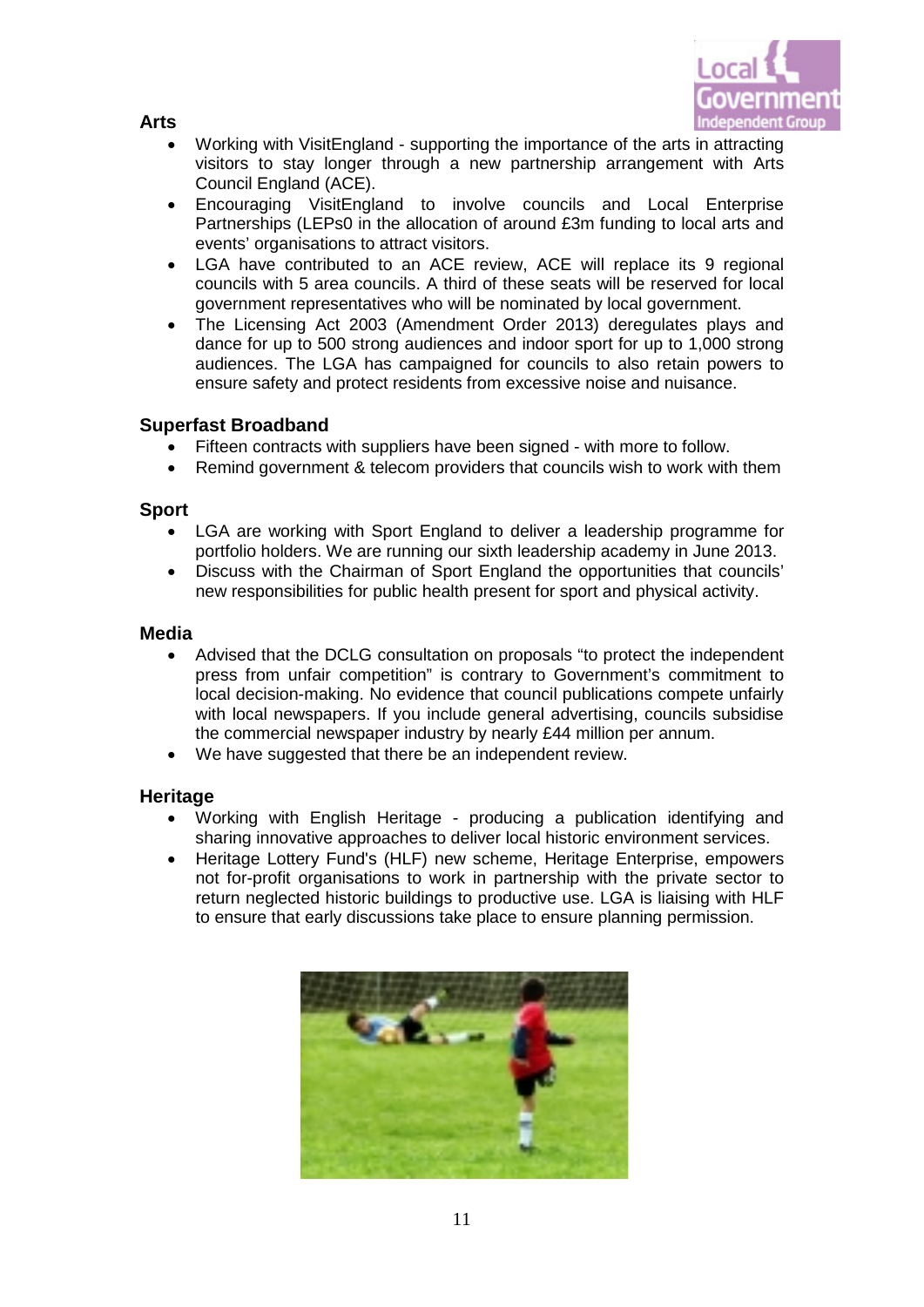### Arts

- Working with VisitEngland - supporting the importance of the arts in attracting visitors to stay longer through a new partnership arrangement with Arts Council England (ACE).
- Encouraging VisitEngland to involve councils and Local Enterprise Partnerships (LEPs0 in the allocation of around £3m funding to local arts and events' organisations to attract visitors.
- LGA have contributed to an ACE review, ACE will replace its 9 regional councils with 5 area councils. A third of these seats will be reserved for local government representatives who will be nominated by local government.
- The Licensing Act 2003 (Amendment Order 2013) deregulates plays and dance for up to 500 strong audiences and indoor sport for up to 1,000 strong audiences. The LGA has campaigned for councils to also retain powers to ensure safety and protect residents from excessive noise and nuisance.

### Superfast Broadband

- Fifteen contracts with suppliers have been signed - with more to follow.
- Remind government & telecom providers that councils wish to work with them

### Sport

- LGA are working with Sport England to deliver a leadership programme for portfolio holders. We are running our sixth leadership academy in June 2013.
- Discuss with the Chairman of Sport England the opportunities that councils' new responsibilities for public health present for sport and physical activity.

### Media

- Advised that the DCLG consultation on proposals "to protect the independent press from unfair competition" is contrary to Government's commitment to local decision-making. No evidence that council publications compete unfairly with local newspapers. If you include general advertising, councils subsidise the commercial newspaper industry by nearly £44 million per annum.
- We have suggested that there be an independent review.

### Heritage

- Working with English Heritage - producing a publication identifying and sharing innovative approaches to deliver local historic environment services.
- Heritage Lottery Fund's (HLF) new scheme, Heritage Enterprise, empowers not for-profit organisations to work in partnership with the private sector to return neglected historic buildings to productive use. LGA is liaising with HLF to ensure that early discussions take place to ensure planning permission.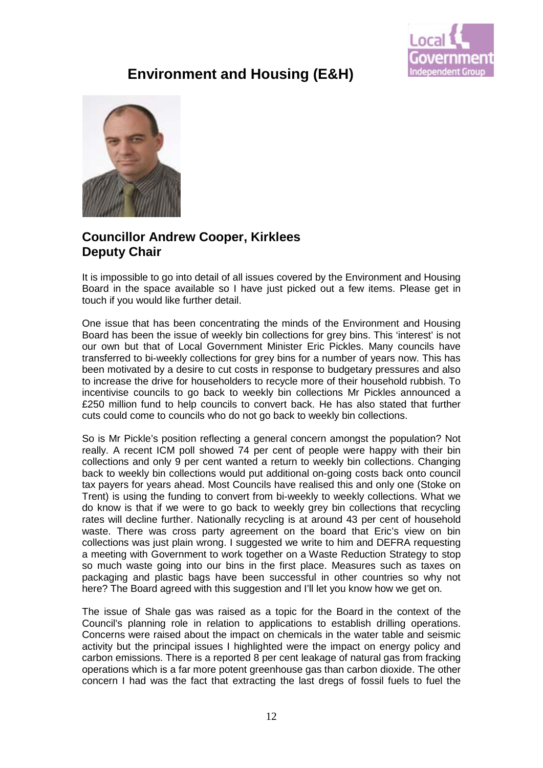# Environment and Housing (E&H)

## Councillor Andrew Cooper, Kirklees
## Deputy Chair

It is impossible to go into detail of all issues covered by the Environment and Housing Board in the space available so I have just picked out a few items. Please get in touch if you would like further detail.

One issue that has been concentrating the minds of the Environment and Housing Board has been the issue of weekly bin collections for grey bins. This 'interest' is not our own but that of Local Government Minister Eric Pickles. Many councils have transferred to bi-weekly collections for grey bins for a number of years now. This has been motivated by a desire to cut costs in response to budgetary pressures and also to increase the drive for householders to recycle more of their household rubbish. To incentivise councils to go back to weekly bin collections Mr Pickles announced a £250 million fund to help councils to convert back. He has also stated that further cuts could come to councils who do not go back to weekly bin collections.

So is Mr Pickle's position reflecting a general concern amongst the population? Not really. A recent ICM poll showed 74 per cent of people were happy with their bin collections and only 9 per cent wanted a return to weekly bin collections. Changing back to weekly bin collections would put additional on-going costs back onto council tax payers for years ahead. Most Councils have realised this and only one (Stoke on Trent) is using the funding to convert from bi-weekly to weekly collections. What we do know is that if we were to go back to weekly grey bin collections that recycling rates will decline further. Nationally recycling is at around 43 per cent of household waste. There was cross party agreement on the board that Eric's view on bin collections was just plain wrong. I suggested we write to him and DEFRA requesting a meeting with Government to work together on a Waste Reduction Strategy to stop so much waste going into our bins in the first place. Measures such as taxes on packaging and plastic bags have been successful in other countries so why not here? The Board agreed with this suggestion and I'll let you know how we get on.

The issue of Shale gas was raised as a topic for the Board in the context of the Council's planning role in relation to applications to establish drilling operations. Concerns were raised about the impact on chemicals in the water table and seismic activity but the principal issues I highlighted were the impact on energy policy and carbon emissions. There is a reported 8 per cent leakage of natural gas from fracking operations which is a far more potent greenhouse gas than carbon dioxide. The other concern I had was the fact that extracting the last dregs of fossil fuels to fuel the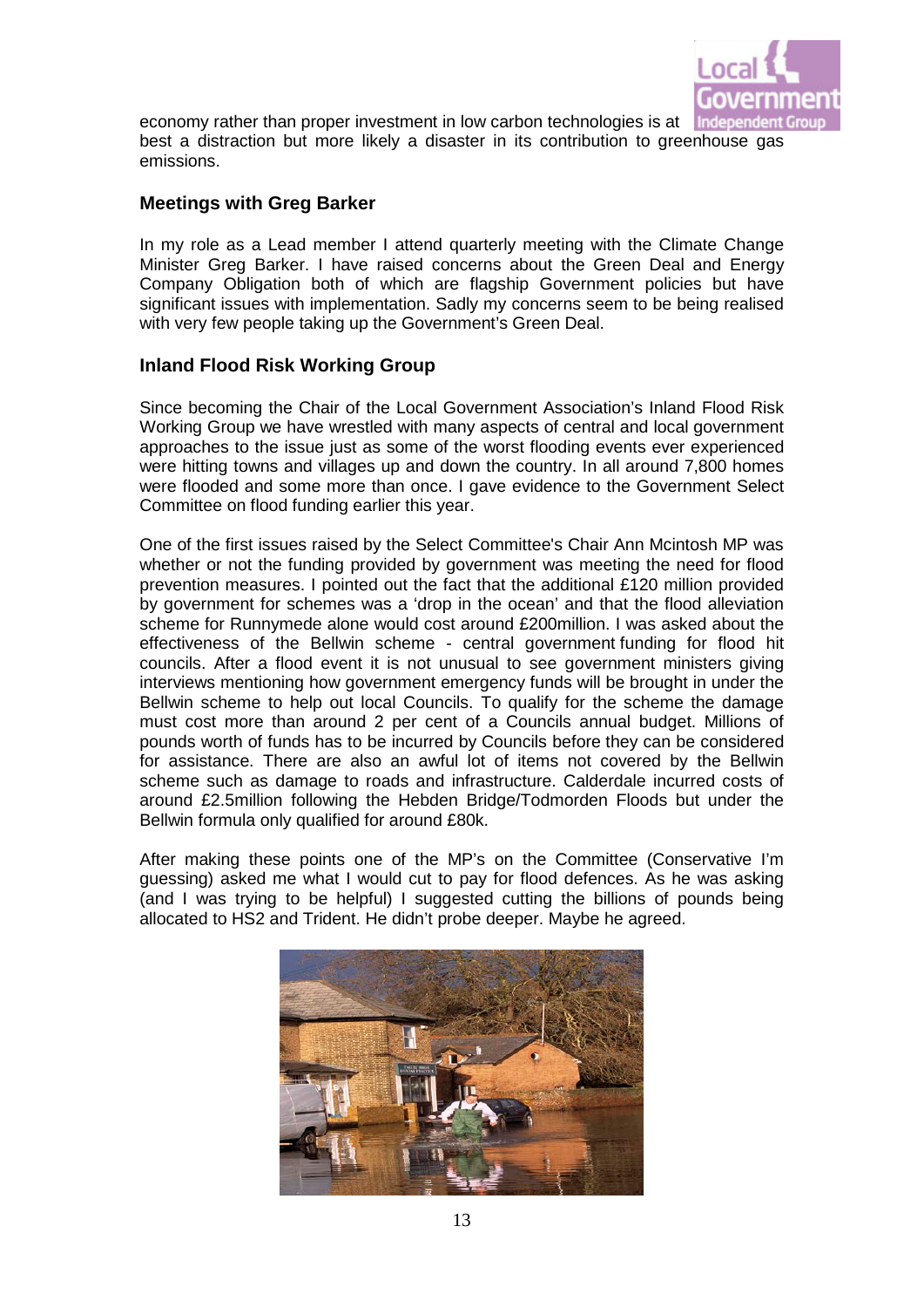economy rather than proper investment in low carbon technologies is at best a distraction but more likely a disaster in its contribution to greenhouse gas emissions.

## Meetings with Greg Barker

In my role as a Lead member I attend quarterly meeting with the Climate Change Minister Greg Barker. I have raised concerns about the Green Deal and Energy Company Obligation both of which are flagship Government policies but have significant issues with implementation. Sadly my concerns seem to be being realised with very few people taking up the Government's Green Deal.

## Inland Flood Risk Working Group

Since becoming the Chair of the Local Government Association's Inland Flood Risk Working Group we have wrestled with many aspects of central and local government approaches to the issue just as some of the worst flooding events ever experienced were hitting towns and villages up and down the country. In all around 7,800 homes were flooded and some more than once. I gave evidence to the Government Select Committee on flood funding earlier this year.

One of the first issues raised by the Select Committee's Chair Ann Mcintosh MP was whether or not the funding provided by government was meeting the need for flood prevention measures. I pointed out the fact that the additional £120 million provided by government for schemes was a 'drop in the ocean' and that the flood alleviation scheme for Runnymede alone would cost around £200million. I was asked about the effectiveness of the Bellwin scheme - central government funding for flood hit councils. After a flood event it is not unusual to see government ministers giving interviews mentioning how government emergency funds will be brought in under the Bellwin scheme to help out local Councils. To qualify for the scheme the damage must cost more than around 2 per cent of a Councils annual budget. Millions of pounds worth of funds has to be incurred by Councils before they can be considered for assistance. There are also an awful lot of items not covered by the Bellwin scheme such as damage to roads and infrastructure. Calderdale incurred costs of around £2.5million following the Hebden Bridge/Todmorden Floods but under the Bellwin formula only qualified for around £80k.

After making these points one of the MP's on the Committee (Conservative I'm guessing) asked me what I would cut to pay for flood defences. As he was asking (and I was trying to be helpful) I suggested cutting the billions of pounds being allocated to HS2 and Trident. He didn't probe deeper. Maybe he agreed.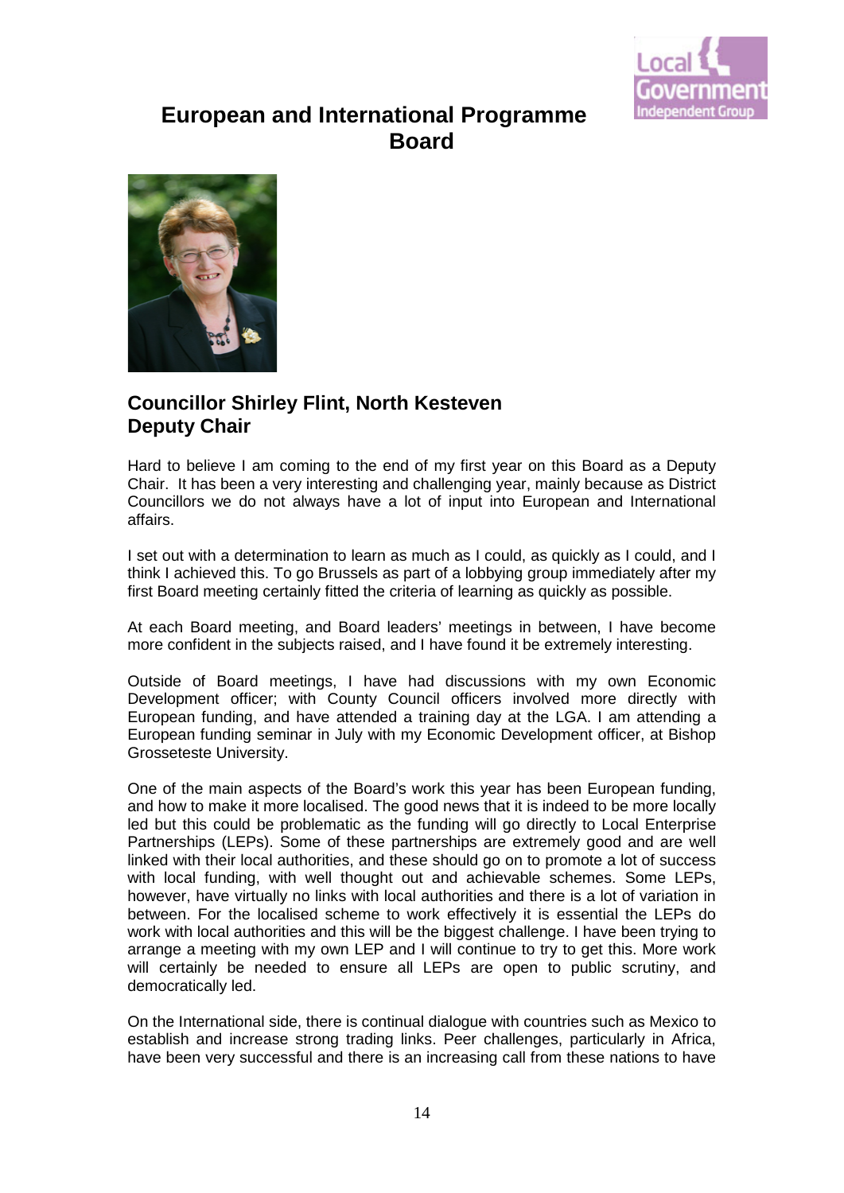# European and International Programme Board

## Councillor Shirley Flint, North Kesteven
## Deputy Chair

Hard to believe I am coming to the end of my first year on this Board as a Deputy Chair. It has been a very interesting and challenging year, mainly because as District Councillors we do not always have a lot of input into European and International affairs.

I set out with a determination to learn as much as I could, as quickly as I could, and I think I achieved this. To go Brussels as part of a lobbying group immediately after my first Board meeting certainly fitted the criteria of learning as quickly as possible.

At each Board meeting, and Board leaders' meetings in between, I have become more confident in the subjects raised, and I have found it be extremely interesting.

Outside of Board meetings, I have had discussions with my own Economic Development officer; with County Council officers involved more directly with European funding, and have attended a training day at the LGA. I am attending a European funding seminar in July with my Economic Development officer, at Bishop Grosseteste University.

One of the main aspects of the Board's work this year has been European funding, and how to make it more localised. The good news that it is indeed to be more locally led but this could be problematic as the funding will go directly to Local Enterprise Partnerships (LEPs). Some of these partnerships are extremely good and are well linked with their local authorities, and these should go on to promote a lot of success with local funding, with well thought out and achievable schemes. Some LEPs, however, have virtually no links with local authorities and there is a lot of variation in between. For the localised scheme to work effectively it is essential the LEPs do work with local authorities and this will be the biggest challenge. I have been trying to arrange a meeting with my own LEP and I will continue to try to get this. More work will certainly be needed to ensure all LEPs are open to public scrutiny, and democratically led.

On the International side, there is continual dialogue with countries such as Mexico to establish and increase strong trading links. Peer challenges, particularly in Africa, have been very successful and there is an increasing call from these nations to have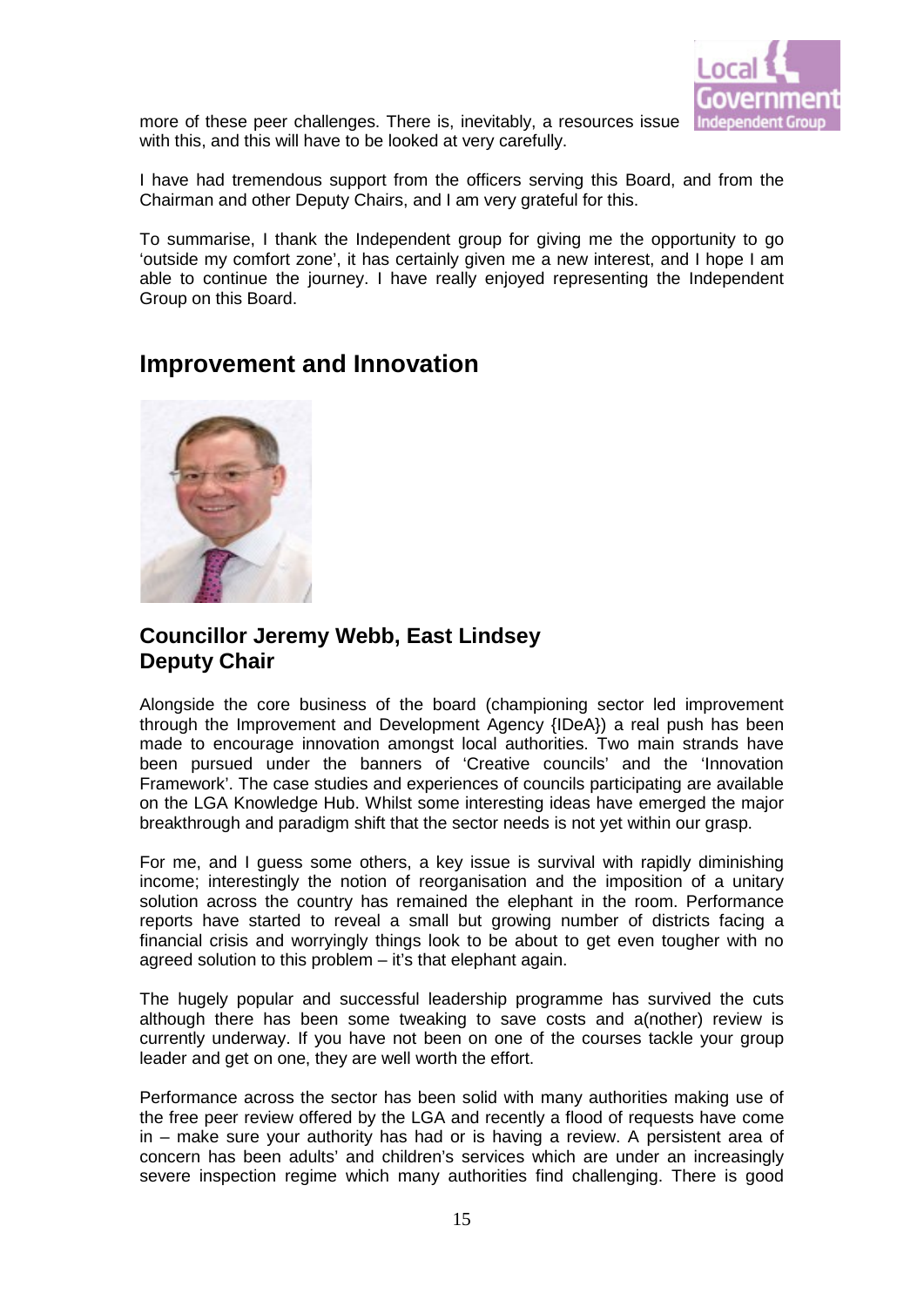more of these peer challenges. There is, inevitably, a resources issue with this, and this will have to be looked at very carefully.

I have had tremendous support from the officers serving this Board, and from the Chairman and other Deputy Chairs, and I am very grateful for this.

To summarise, I thank the Independent group for giving me the opportunity to go 'outside my comfort zone', it has certainly given me a new interest, and I hope I am able to continue the journey. I have really enjoyed representing the Independent Group on this Board.

## Improvement and Innovation

### Councillor Jeremy Webb, East Lindsey
### Deputy Chair

Alongside the core business of the board (championing sector led improvement through the Improvement and Development Agency {IDeA}) a real push has been made to encourage innovation amongst local authorities. Two main strands have been pursued under the banners of 'Creative councils' and the 'Innovation Framework'. The case studies and experiences of councils participating are available on the LGA Knowledge Hub. Whilst some interesting ideas have emerged the major breakthrough and paradigm shift that the sector needs is not yet within our grasp.

For me, and I guess some others, a key issue is survival with rapidly diminishing income; interestingly the notion of reorganisation and the imposition of a unitary solution across the country has remained the elephant in the room. Performance reports have started to reveal a small but growing number of districts facing a financial crisis and worryingly things look to be about to get even tougher with no agreed solution to this problem – it's that elephant again.

The hugely popular and successful leadership programme has survived the cuts although there has been some tweaking to save costs and a(nother) review is currently underway. If you have not been on one of the courses tackle your group leader and get on one, they are well worth the effort.

Performance across the sector has been solid with many authorities making use of the free peer review offered by the LGA and recently a flood of requests have come in – make sure your authority has had or is having a review. A persistent area of concern has been adults' and children's services which are under an increasingly severe inspection regime which many authorities find challenging. There is good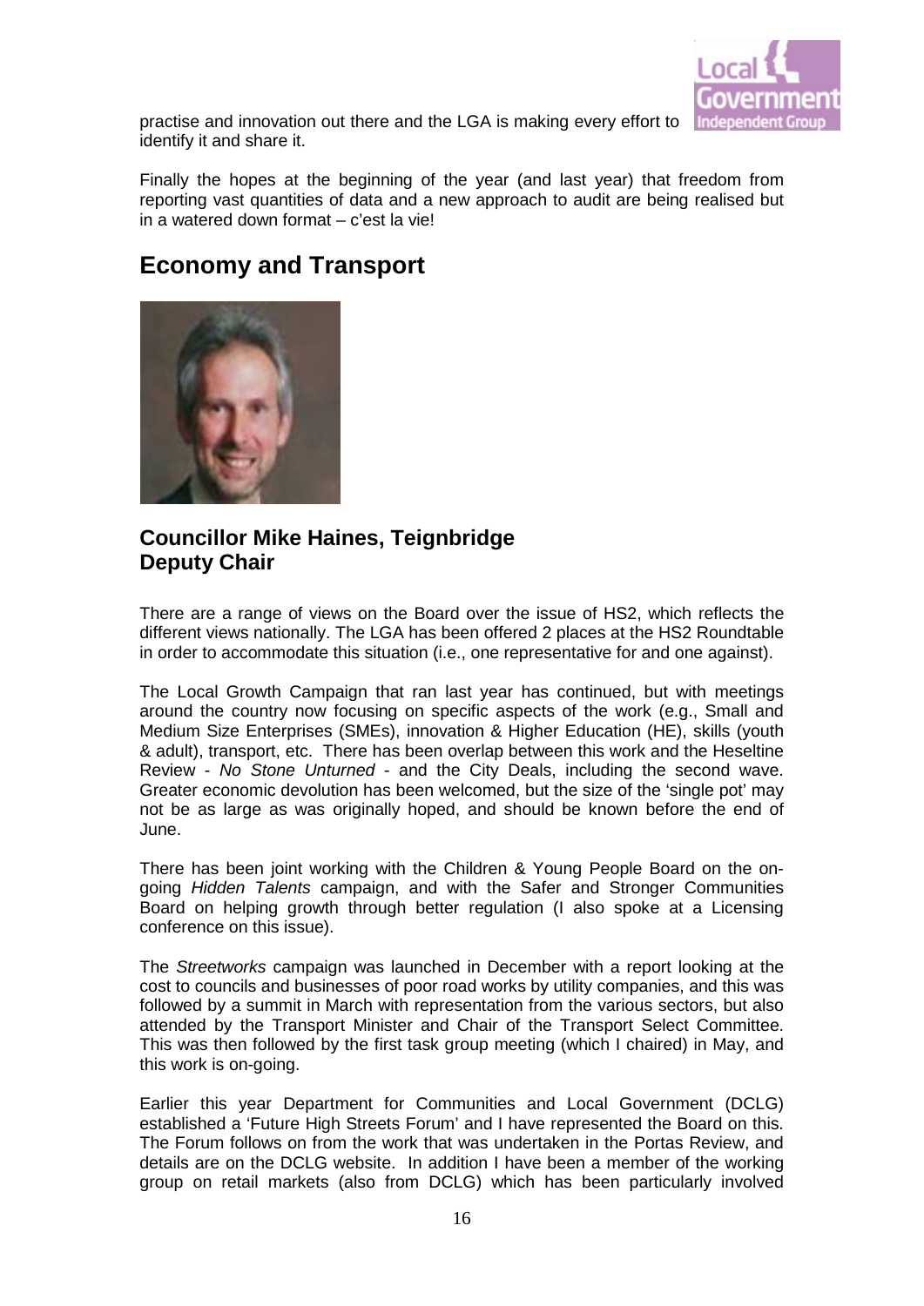practise and innovation out there and the LGA is making every effort to identify it and share it.

Finally the hopes at the beginning of the year (and last year) that freedom from reporting vast quantities of data and a new approach to audit are being realised but in a watered down format – c'est la vie!

## Economy and Transport

### Councillor Mike Haines, Teignbridge
### Deputy Chair

There are a range of views on the Board over the issue of HS2, which reflects the different views nationally. The LGA has been offered 2 places at the HS2 Roundtable in order to accommodate this situation (i.e., one representative for and one against).

The Local Growth Campaign that ran last year has continued, but with meetings around the country now focusing on specific aspects of the work (e.g., Small and Medium Size Enterprises (SMEs), innovation & Higher Education (HE), skills (youth & adult), transport, etc. There has been overlap between this work and the Heseltine Review - *No Stone Unturned* - and the City Deals, including the second wave. Greater economic devolution has been welcomed, but the size of the 'single pot' may not be as large as was originally hoped, and should be known before the end of June.

There has been joint working with the Children & Young People Board on the on-going *Hidden Talents* campaign, and with the Safer and Stronger Communities Board on helping growth through better regulation (I also spoke at a Licensing conference on this issue).

The *Streetworks* campaign was launched in December with a report looking at the cost to councils and businesses of poor road works by utility companies, and this was followed by a summit in March with representation from the various sectors, but also attended by the Transport Minister and Chair of the Transport Select Committee. This was then followed by the first task group meeting (which I chaired) in May, and this work is on-going.

Earlier this year Department for Communities and Local Government (DCLG) established a 'Future High Streets Forum' and I have represented the Board on this. The Forum follows on from the work that was undertaken in the Portas Review, and details are on the DCLG website. In addition I have been a member of the working group on retail markets (also from DCLG) which has been particularly involved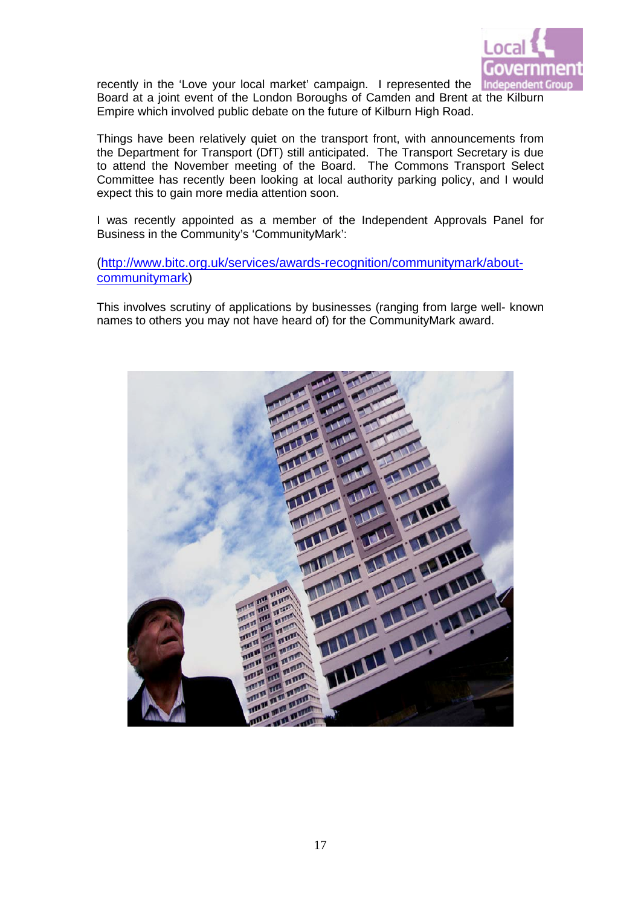recently in the 'Love your local market' campaign. I represented the Board at a joint event of the London Boroughs of Camden and Brent at the Kilburn Empire which involved public debate on the future of Kilburn High Road.

Things have been relatively quiet on the transport front, with announcements from the Department for Transport (DfT) still anticipated. The Transport Secretary is due to attend the November meeting of the Board. The Commons Transport Select Committee has recently been looking at local authority parking policy, and I would expect this to gain more media attention soon.

I was recently appointed as a member of the Independent Approvals Panel for Business in the Community's 'CommunityMark':

([http://www.bitc.org.uk/services/awards-recognition/communitymark/about-communitymark](http://www.bitc.org.uk/services/awards-recognition/communitymark/about-communitymark))

This involves scrutiny of applications by businesses (ranging from large well- known names to others you may not have heard of) for the CommunityMark award.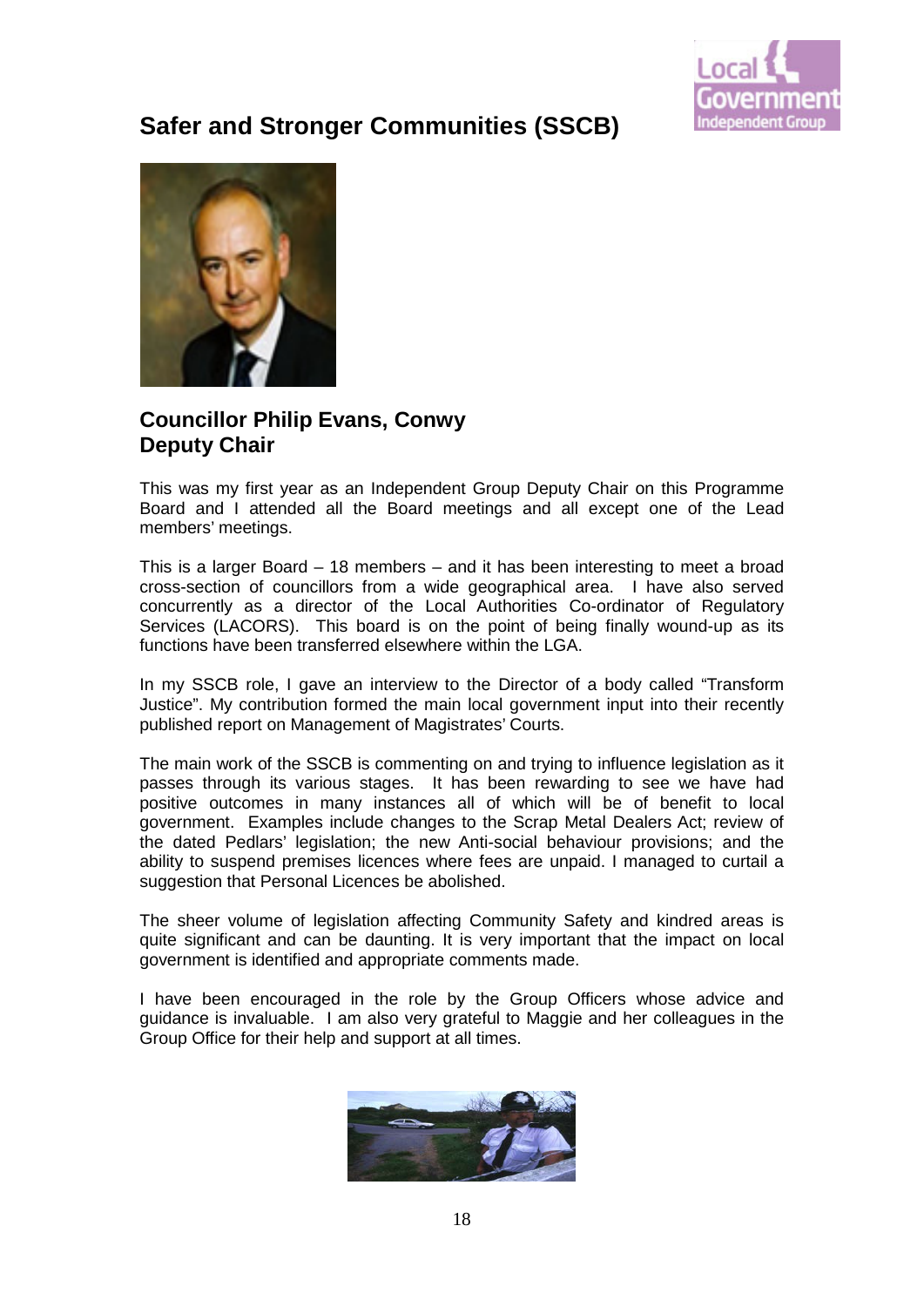# Safer and Stronger Communities (SSCB)

## Councillor Philip Evans, Conwy
## Deputy Chair

This was my first year as an Independent Group Deputy Chair on this Programme Board and I attended all the Board meetings and all except one of the Lead members' meetings.

This is a larger Board – 18 members – and it has been interesting to meet a broad cross-section of councillors from a wide geographical area. I have also served concurrently as a director of the Local Authorities Co-ordinator of Regulatory Services (LACORS). This board is on the point of being finally wound-up as its functions have been transferred elsewhere within the LGA.

In my SSCB role, I gave an interview to the Director of a body called "Transform Justice". My contribution formed the main local government input into their recently published report on Management of Magistrates' Courts.

The main work of the SSCB is commenting on and trying to influence legislation as it passes through its various stages. It has been rewarding to see we have had positive outcomes in many instances all of which will be of benefit to local government. Examples include changes to the Scrap Metal Dealers Act; review of the dated Pedlars' legislation; the new Anti-social behaviour provisions; and the ability to suspend premises licences where fees are unpaid. I managed to curtail a suggestion that Personal Licences be abolished.

The sheer volume of legislation affecting Community Safety and kindred areas is quite significant and can be daunting. It is very important that the impact on local government is identified and appropriate comments made.

I have been encouraged in the role by the Group Officers whose advice and guidance is invaluable. I am also very grateful to Maggie and her colleagues in the Group Office for their help and support at all times.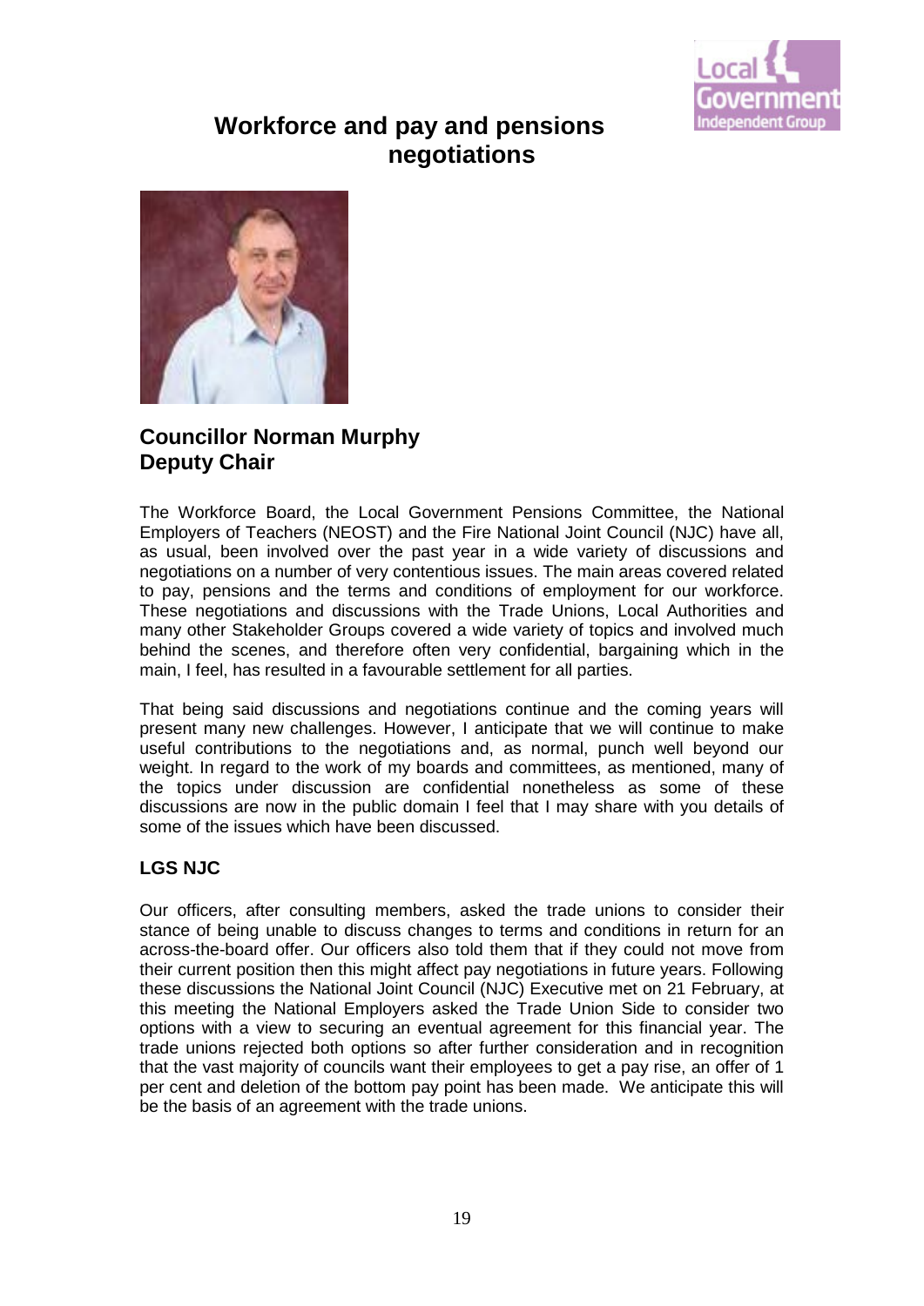# Workforce and pay and pensions negotiations

## Councillor Norman Murphy
## Deputy Chair

The Workforce Board, the Local Government Pensions Committee, the National Employers of Teachers (NEOST) and the Fire National Joint Council (NJC) have all, as usual, been involved over the past year in a wide variety of discussions and negotiations on a number of very contentious issues. The main areas covered related to pay, pensions and the terms and conditions of employment for our workforce. These negotiations and discussions with the Trade Unions, Local Authorities and many other Stakeholder Groups covered a wide variety of topics and involved much behind the scenes, and therefore often very confidential, bargaining which in the main, I feel, has resulted in a favourable settlement for all parties.

That being said discussions and negotiations continue and the coming years will present many new challenges. However, I anticipate that we will continue to make useful contributions to the negotiations and, as normal, punch well beyond our weight. In regard to the work of my boards and committees, as mentioned, many of the topics under discussion are confidential nonetheless as some of these discussions are now in the public domain I feel that I may share with you details of some of the issues which have been discussed.

### LGS NJC

Our officers, after consulting members, asked the trade unions to consider their stance of being unable to discuss changes to terms and conditions in return for an across-the-board offer. Our officers also told them that if they could not move from their current position then this might affect pay negotiations in future years. Following these discussions the National Joint Council (NJC) Executive met on 21 February, at this meeting the National Employers asked the Trade Union Side to consider two options with a view to securing an eventual agreement for this financial year. The trade unions rejected both options so after further consideration and in recognition that the vast majority of councils want their employees to get a pay rise, an offer of 1 per cent and deletion of the bottom pay point has been made. We anticipate this will be the basis of an agreement with the trade unions.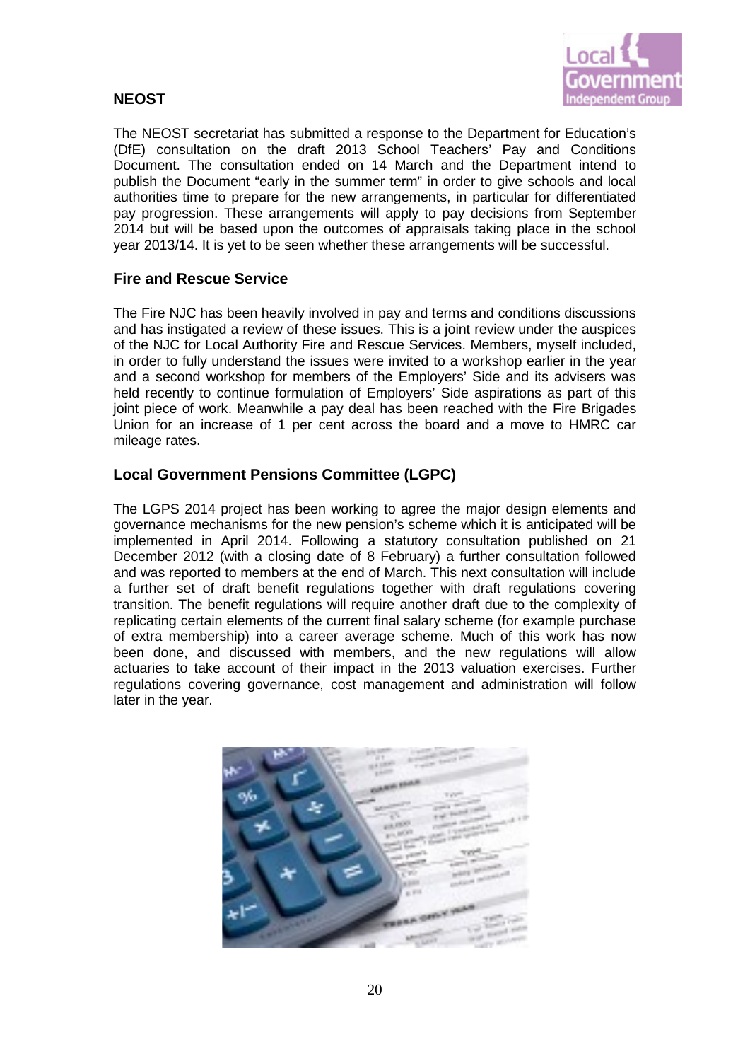## NEOST

The NEOST secretariat has submitted a response to the Department for Education's (DfE) consultation on the draft 2013 School Teachers' Pay and Conditions Document. The consultation ended on 14 March and the Department intend to publish the Document "early in the summer term" in order to give schools and local authorities time to prepare for the new arrangements, in particular for differentiated pay progression. These arrangements will apply to pay decisions from September 2014 but will be based upon the outcomes of appraisals taking place in the school year 2013/14. It is yet to be seen whether these arrangements will be successful.

## Fire and Rescue Service

The Fire NJC has been heavily involved in pay and terms and conditions discussions and has instigated a review of these issues. This is a joint review under the auspices of the NJC for Local Authority Fire and Rescue Services. Members, myself included, in order to fully understand the issues were invited to a workshop earlier in the year and a second workshop for members of the Employers' Side and its advisers was held recently to continue formulation of Employers' Side aspirations as part of this joint piece of work. Meanwhile a pay deal has been reached with the Fire Brigades Union for an increase of 1 per cent across the board and a move to HMRC car mileage rates.

## Local Government Pensions Committee (LGPC)

The LGPS 2014 project has been working to agree the major design elements and governance mechanisms for the new pension's scheme which it is anticipated will be implemented in April 2014. Following a statutory consultation published on 21 December 2012 (with a closing date of 8 February) a further consultation followed and was reported to members at the end of March. This next consultation will include a further set of draft benefit regulations together with draft regulations covering transition. The benefit regulations will require another draft due to the complexity of replicating certain elements of the current final salary scheme (for example purchase of extra membership) into a career average scheme. Much of this work has now been done, and discussed with members, and the new regulations will allow actuaries to take account of their impact in the 2013 valuation exercises. Further regulations covering governance, cost management and administration will follow later in the year.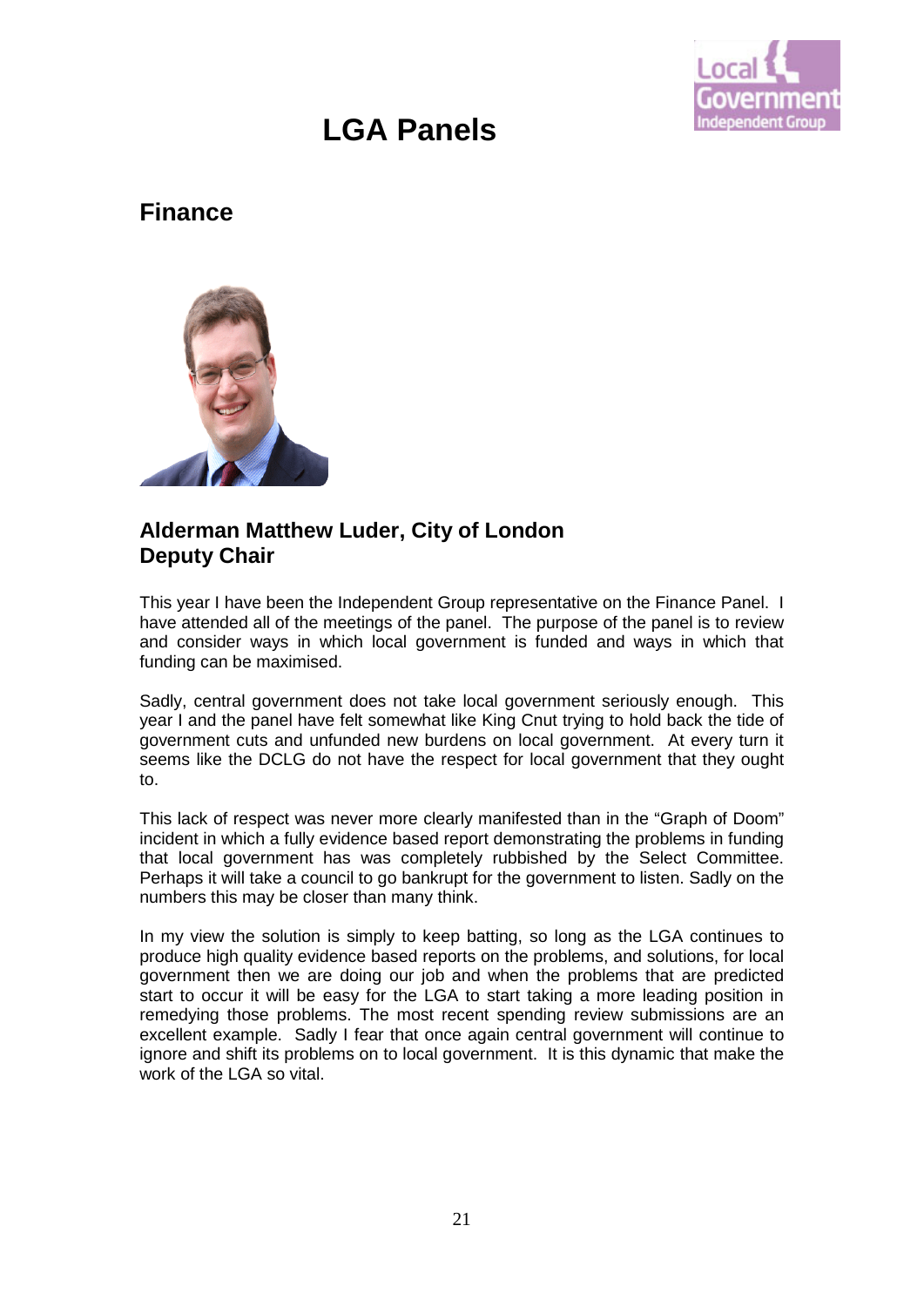# LGA Panels

## Finance

### Alderman Matthew Luder, City of London
### Deputy Chair

This year I have been the Independent Group representative on the Finance Panel. I have attended all of the meetings of the panel. The purpose of the panel is to review and consider ways in which local government is funded and ways in which that funding can be maximised.

Sadly, central government does not take local government seriously enough. This year I and the panel have felt somewhat like King Cnut trying to hold back the tide of government cuts and unfunded new burdens on local government. At every turn it seems like the DCLG do not have the respect for local government that they ought to.

This lack of respect was never more clearly manifested than in the "Graph of Doom" incident in which a fully evidence based report demonstrating the problems in funding that local government has was completely rubbished by the Select Committee. Perhaps it will take a council to go bankrupt for the government to listen. Sadly on the numbers this may be closer than many think.

In my view the solution is simply to keep batting, so long as the LGA continues to produce high quality evidence based reports on the problems, and solutions, for local government then we are doing our job and when the problems that are predicted start to occur it will be easy for the LGA to start taking a more leading position in remedying those problems. The most recent spending review submissions are an excellent example. Sadly I fear that once again central government will continue to ignore and shift its problems on to local government. It is this dynamic that make the work of the LGA so vital.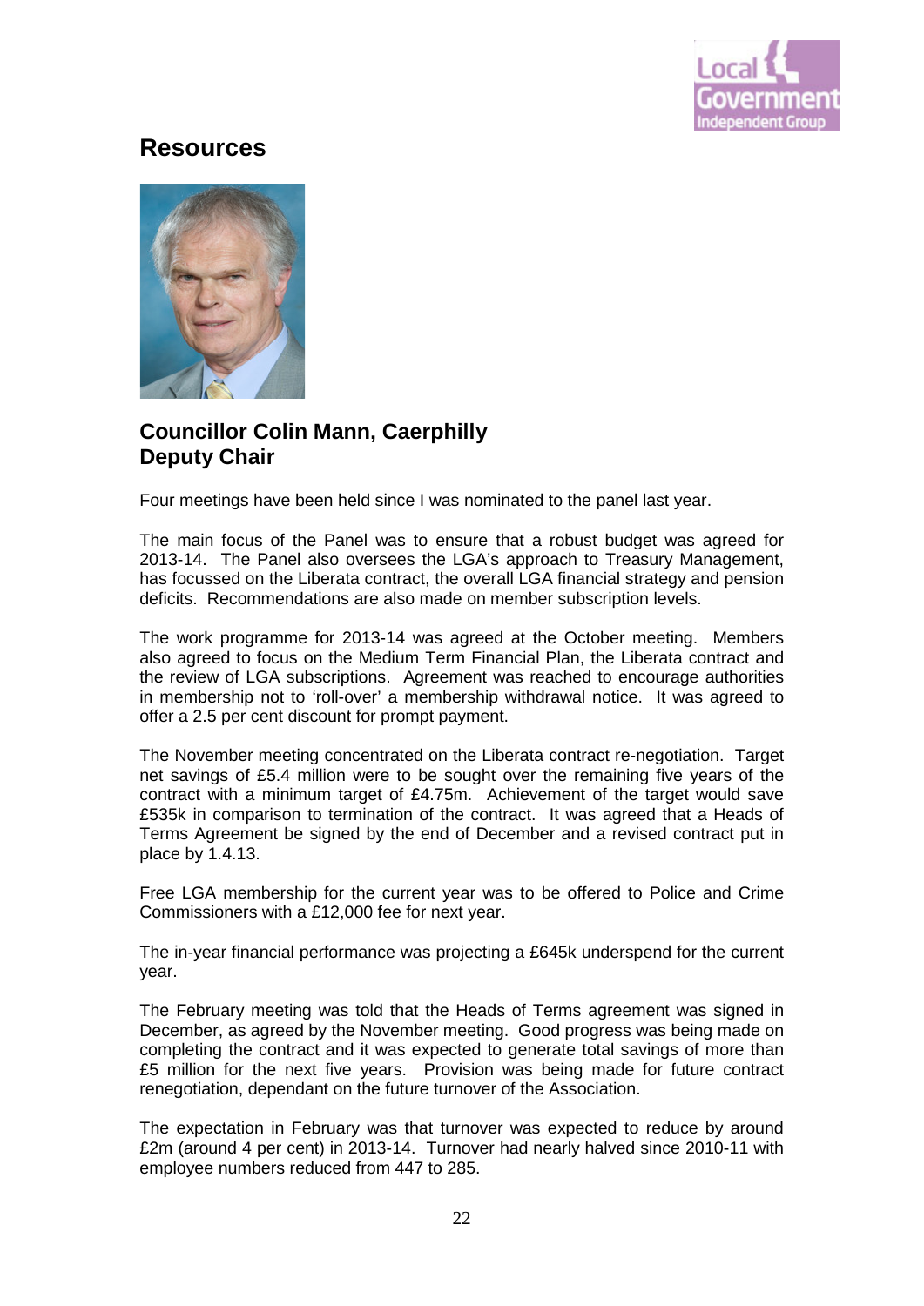## Resources

### Councillor Colin Mann, Caerphilly
### Deputy Chair

Four meetings have been held since I was nominated to the panel last year.

The main focus of the Panel was to ensure that a robust budget was agreed for 2013-14. The Panel also oversees the LGA's approach to Treasury Management, has focussed on the Liberata contract, the overall LGA financial strategy and pension deficits. Recommendations are also made on member subscription levels.

The work programme for 2013-14 was agreed at the October meeting. Members also agreed to focus on the Medium Term Financial Plan, the Liberata contract and the review of LGA subscriptions. Agreement was reached to encourage authorities in membership not to 'roll-over' a membership withdrawal notice. It was agreed to offer a 2.5 per cent discount for prompt payment.

The November meeting concentrated on the Liberata contract re-negotiation. Target net savings of £5.4 million were to be sought over the remaining five years of the contract with a minimum target of £4.75m. Achievement of the target would save £535k in comparison to termination of the contract. It was agreed that a Heads of Terms Agreement be signed by the end of December and a revised contract put in place by 1.4.13.

Free LGA membership for the current year was to be offered to Police and Crime Commissioners with a £12,000 fee for next year.

The in-year financial performance was projecting a £645k underspend for the current year.

The February meeting was told that the Heads of Terms agreement was signed in December, as agreed by the November meeting. Good progress was being made on completing the contract and it was expected to generate total savings of more than £5 million for the next five years. Provision was being made for future contract renegotiation, dependant on the future turnover of the Association.

The expectation in February was that turnover was expected to reduce by around £2m (around 4 per cent) in 2013-14. Turnover had nearly halved since 2010-11 with employee numbers reduced from 447 to 285.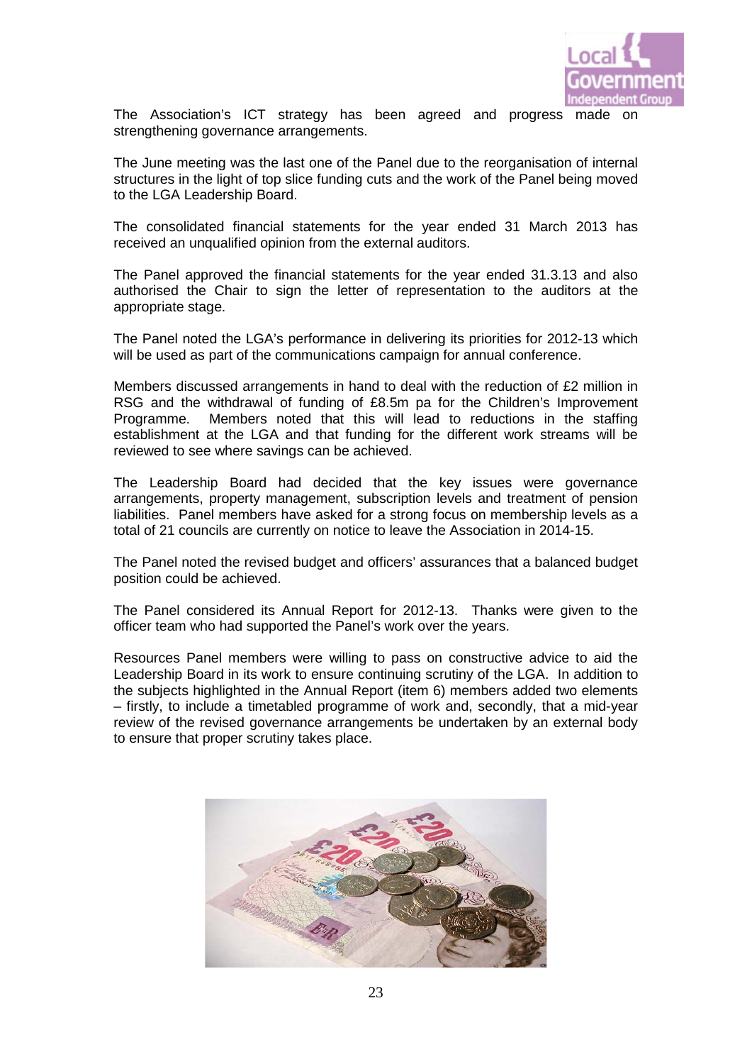The Association's ICT strategy has been agreed and progress made on strengthening governance arrangements.

The June meeting was the last one of the Panel due to the reorganisation of internal structures in the light of top slice funding cuts and the work of the Panel being moved to the LGA Leadership Board.

The consolidated financial statements for the year ended 31 March 2013 has received an unqualified opinion from the external auditors.

The Panel approved the financial statements for the year ended 31.3.13 and also authorised the Chair to sign the letter of representation to the auditors at the appropriate stage.

The Panel noted the LGA's performance in delivering its priorities for 2012-13 which will be used as part of the communications campaign for annual conference.

Members discussed arrangements in hand to deal with the reduction of £2 million in RSG and the withdrawal of funding of £8.5m pa for the Children's Improvement Programme. Members noted that this will lead to reductions in the staffing establishment at the LGA and that funding for the different work streams will be reviewed to see where savings can be achieved.

The Leadership Board had decided that the key issues were governance arrangements, property management, subscription levels and treatment of pension liabilities. Panel members have asked for a strong focus on membership levels as a total of 21 councils are currently on notice to leave the Association in 2014-15.

The Panel noted the revised budget and officers' assurances that a balanced budget position could be achieved.

The Panel considered its Annual Report for 2012-13. Thanks were given to the officer team who had supported the Panel's work over the years.

Resources Panel members were willing to pass on constructive advice to aid the Leadership Board in its work to ensure continuing scrutiny of the LGA. In addition to the subjects highlighted in the Annual Report (item 6) members added two elements – firstly, to include a timetabled programme of work and, secondly, that a mid-year review of the revised governance arrangements be undertaken by an external body to ensure that proper scrutiny takes place.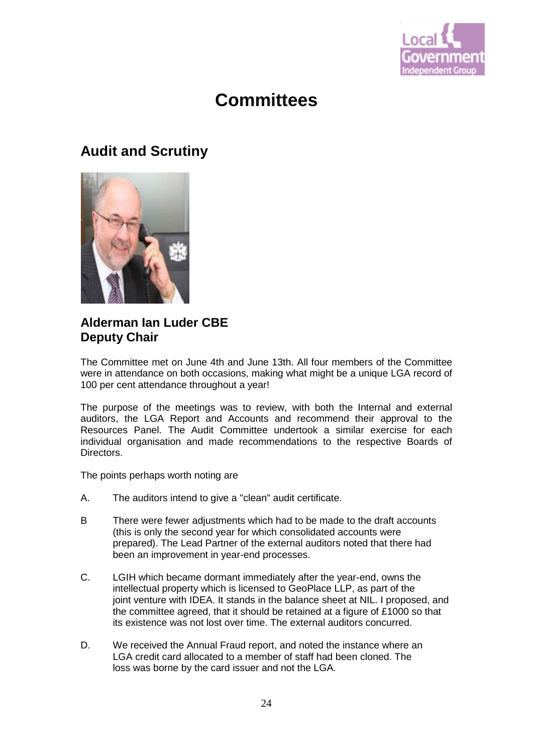# Committees

## Audit and Scrutiny

### Alderman Ian Luder CBE
### Deputy Chair

The Committee met on June 4th and June 13th. All four members of the Committee were in attendance on both occasions, making what might be a unique LGA record of 100 per cent attendance throughout a year!

The purpose of the meetings was to review, with both the Internal and external auditors, the LGA Report and Accounts and recommend their approval to the Resources Panel. The Audit Committee undertook a similar exercise for each individual organisation and made recommendations to the respective Boards of Directors.

The points perhaps worth noting are

A. The auditors intend to give a "clean" audit certificate.

B There were fewer adjustments which had to be made to the draft accounts (this is only the second year for which consolidated accounts were prepared). The Lead Partner of the external auditors noted that there had been an improvement in year-end processes.

C. LGIH which became dormant immediately after the year-end, owns the intellectual property which is licensed to GeoPlace LLP, as part of the joint venture with IDEA. It stands in the balance sheet at NIL. I proposed, and the committee agreed, that it should be retained at a figure of £1000 so that its existence was not lost over time. The external auditors concurred.

D. We received the Annual Fraud report, and noted the instance where an LGA credit card allocated to a member of staff had been cloned. The loss was borne by the card issuer and not the LGA.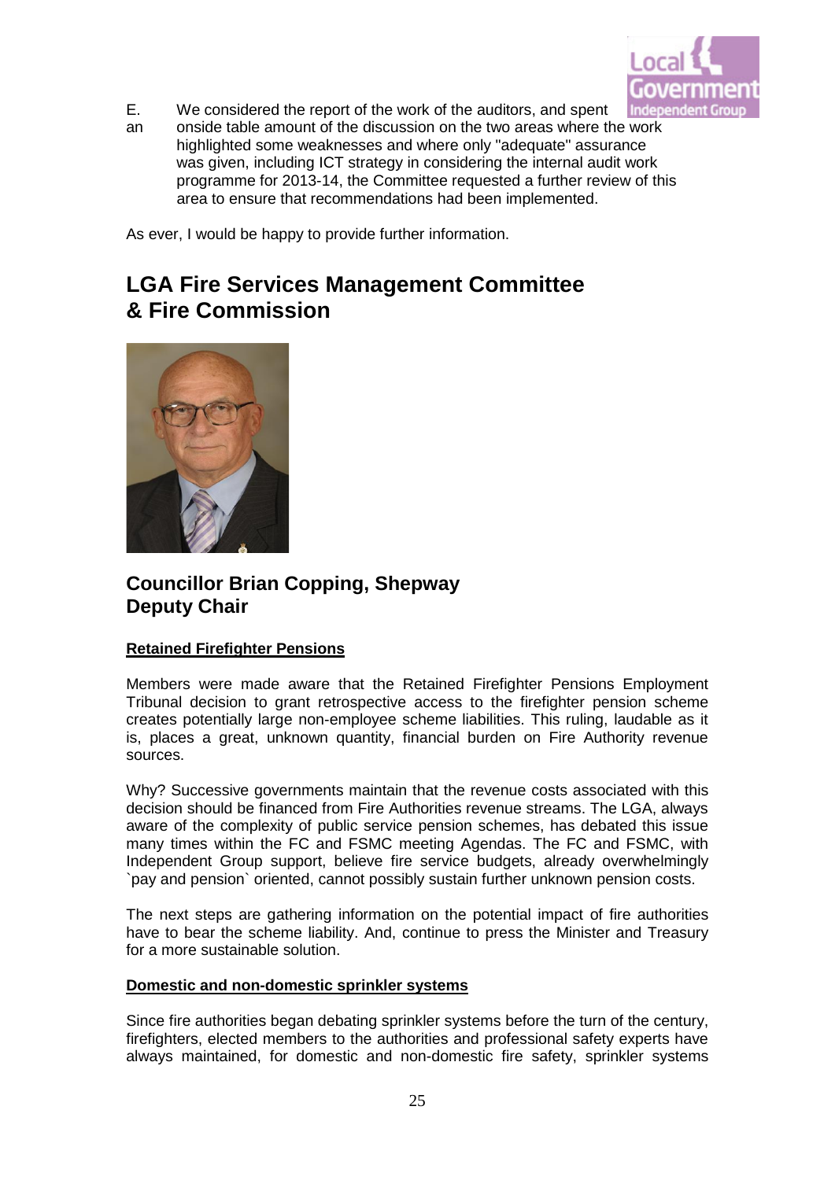E. We considered the report of the work of the auditors, and spent an onside table amount of the discussion on the two areas where the work highlighted some weaknesses and where only "adequate" assurance was given, including ICT strategy in considering the internal audit work programme for 2013-14, the Committee requested a further review of this area to ensure that recommendations had been implemented.

As ever, I would be happy to provide further information.

# LGA Fire Services Management Committee & Fire Commission

## Councillor Brian Copping, Shepway Deputy Chair

**Retained Firefighter Pensions**

Members were made aware that the Retained Firefighter Pensions Employment Tribunal decision to grant retrospective access to the firefighter pension scheme creates potentially large non-employee scheme liabilities. This ruling, laudable as it is, places a great, unknown quantity, financial burden on Fire Authority revenue sources.

Why? Successive governments maintain that the revenue costs associated with this decision should be financed from Fire Authorities revenue streams. The LGA, always aware of the complexity of public service pension schemes, has debated this issue many times within the FC and FSMC meeting Agendas. The FC and FSMC, with Independent Group support, believe fire service budgets, already overwhelmingly `pay and pension` oriented, cannot possibly sustain further unknown pension costs.

The next steps are gathering information on the potential impact of fire authorities have to bear the scheme liability. And, continue to press the Minister and Treasury for a more sustainable solution.

**Domestic and non-domestic sprinkler systems**

Since fire authorities began debating sprinkler systems before the turn of the century, firefighters, elected members to the authorities and professional safety experts have always maintained, for domestic and non-domestic fire safety, sprinkler systems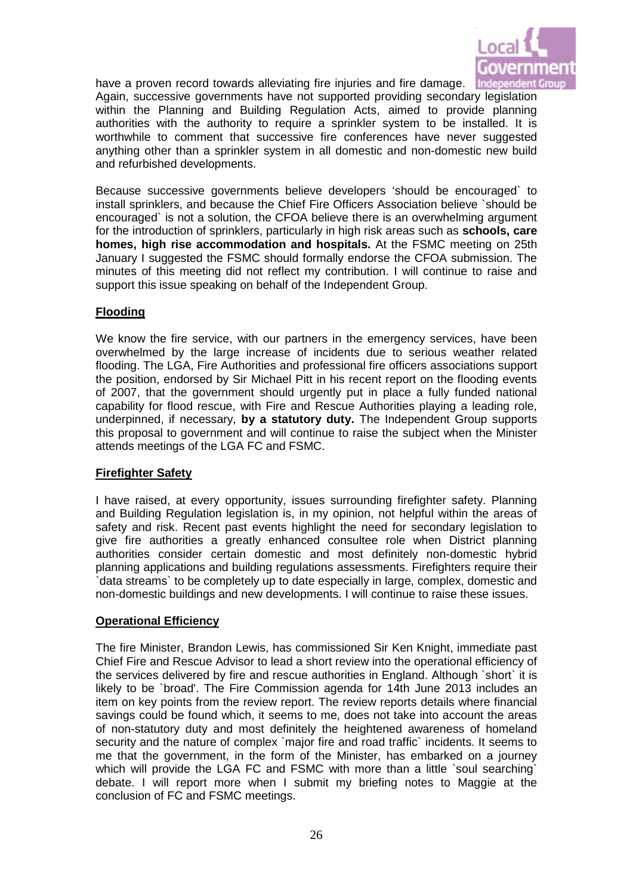have a proven record towards alleviating fire injuries and fire damage. Again, successive governments have not supported providing secondary legislation within the Planning and Building Regulation Acts, aimed to provide planning authorities with the authority to require a sprinkler system to be installed. It is worthwhile to comment that successive fire conferences have never suggested anything other than a sprinkler system in all domestic and non-domestic new build and refurbished developments.

Because successive governments believe developers 'should be encouraged` to install sprinklers, and because the Chief Fire Officers Association believe `should be encouraged` is not a solution, the CFOA believe there is an overwhelming argument for the introduction of sprinklers, particularly in high risk areas such as **schools, care homes, high rise accommodation and hospitals.** At the FSMC meeting on 25th January I suggested the FSMC should formally endorse the CFOA submission. The minutes of this meeting did not reflect my contribution. I will continue to raise and support this issue speaking on behalf of the Independent Group.

## Flooding

We know the fire service, with our partners in the emergency services, have been overwhelmed by the large increase of incidents due to serious weather related flooding. The LGA, Fire Authorities and professional fire officers associations support the position, endorsed by Sir Michael Pitt in his recent report on the flooding events of 2007, that the government should urgently put in place a fully funded national capability for flood rescue, with Fire and Rescue Authorities playing a leading role, underpinned, if necessary, **by a statutory duty.** The Independent Group supports this proposal to government and will continue to raise the subject when the Minister attends meetings of the LGA FC and FSMC.

## Firefighter Safety

I have raised, at every opportunity, issues surrounding firefighter safety. Planning and Building Regulation legislation is, in my opinion, not helpful within the areas of safety and risk. Recent past events highlight the need for secondary legislation to give fire authorities a greatly enhanced consultee role when District planning authorities consider certain domestic and most definitely non-domestic hybrid planning applications and building regulations assessments. Firefighters require their `data streams` to be completely up to date especially in large, complex, domestic and non-domestic buildings and new developments. I will continue to raise these issues.

## Operational Efficiency

The fire Minister, Brandon Lewis, has commissioned Sir Ken Knight, immediate past Chief Fire and Rescue Advisor to lead a short review into the operational efficiency of the services delivered by fire and rescue authorities in England. Although `short` it is likely to be `broad'. The Fire Commission agenda for 14th June 2013 includes an item on key points from the review report. The review reports details where financial savings could be found which, it seems to me, does not take into account the areas of non-statutory duty and most definitely the heightened awareness of homeland security and the nature of complex `major fire and road traffic` incidents. It seems to me that the government, in the form of the Minister, has embarked on a journey which will provide the LGA FC and FSMC with more than a little `soul searching` debate. I will report more when I submit my briefing notes to Maggie at the conclusion of FC and FSMC meetings.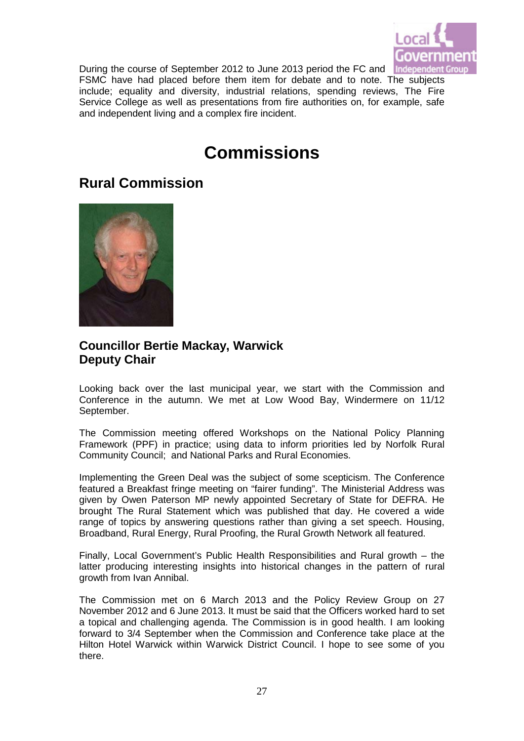During the course of September 2012 to June 2013 period the FC and FSMC have had placed before them item for debate and to note. The subjects include; equality and diversity, industrial relations, spending reviews, The Fire Service College as well as presentations from fire authorities on, for example, safe and independent living and a complex fire incident.

# Commissions

## Rural Commission

### Councillor Bertie Mackay, Warwick
### Deputy Chair

Looking back over the last municipal year, we start with the Commission and Conference in the autumn. We met at Low Wood Bay, Windermere on 11/12 September.

The Commission meeting offered Workshops on the National Policy Planning Framework (PPF) in practice; using data to inform priorities led by Norfolk Rural Community Council; and National Parks and Rural Economies.

Implementing the Green Deal was the subject of some scepticism. The Conference featured a Breakfast fringe meeting on "fairer funding". The Ministerial Address was given by Owen Paterson MP newly appointed Secretary of State for DEFRA. He brought The Rural Statement which was published that day. He covered a wide range of topics by answering questions rather than giving a set speech. Housing, Broadband, Rural Energy, Rural Proofing, the Rural Growth Network all featured.

Finally, Local Government's Public Health Responsibilities and Rural growth – the latter producing interesting insights into historical changes in the pattern of rural growth from Ivan Annibal.

The Commission met on 6 March 2013 and the Policy Review Group on 27 November 2012 and 6 June 2013. It must be said that the Officers worked hard to set a topical and challenging agenda. The Commission is in good health. I am looking forward to 3/4 September when the Commission and Conference take place at the Hilton Hotel Warwick within Warwick District Council. I hope to see some of you there.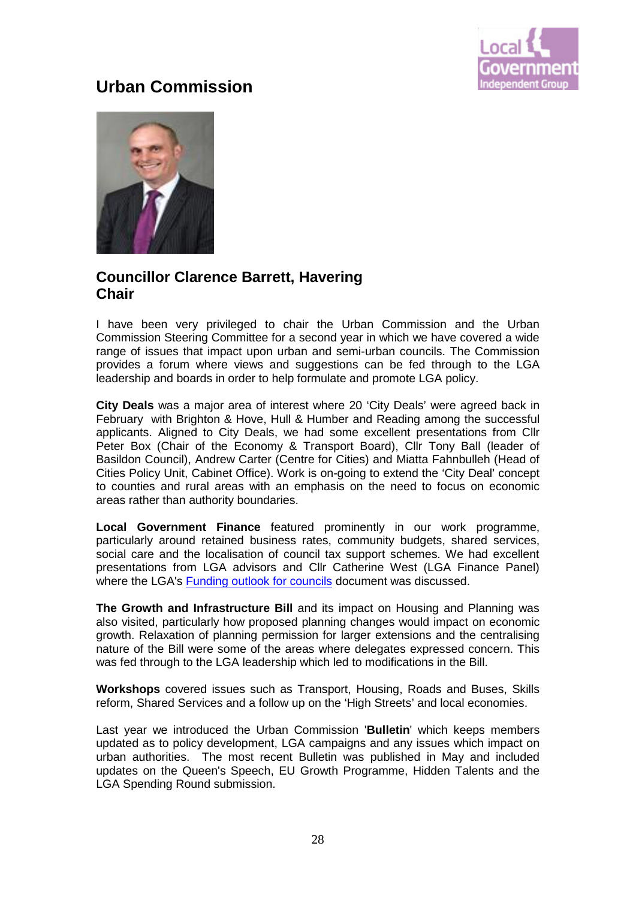# Urban Commission

## Councillor Clarence Barrett, Havering
## Chair

I have been very privileged to chair the Urban Commission and the Urban Commission Steering Committee for a second year in which we have covered a wide range of issues that impact upon urban and semi-urban councils. The Commission provides a forum where views and suggestions can be fed through to the LGA leadership and boards in order to help formulate and promote LGA policy.

**City Deals** was a major area of interest where 20 'City Deals' were agreed back in February with Brighton & Hove, Hull & Humber and Reading among the successful applicants. Aligned to City Deals, we had some excellent presentations from Cllr Peter Box (Chair of the Economy & Transport Board), Cllr Tony Ball (leader of Basildon Council), Andrew Carter (Centre for Cities) and Miatta Fahnbulleh (Head of Cities Policy Unit, Cabinet Office). Work is on-going to extend the 'City Deal' concept to counties and rural areas with an emphasis on the need to focus on economic areas rather than authority boundaries.

**Local Government Finance** featured prominently in our work programme, particularly around retained business rates, community budgets, shared services, social care and the localisation of council tax support schemes. We had excellent presentations from LGA advisors and Cllr Catherine West (LGA Finance Panel) where the LGA's Funding outlook for councils document was discussed.

**The Growth and Infrastructure Bill** and its impact on Housing and Planning was also visited, particularly how proposed planning changes would impact on economic growth. Relaxation of planning permission for larger extensions and the centralising nature of the Bill were some of the areas where delegates expressed concern. This was fed through to the LGA leadership which led to modifications in the Bill.

**Workshops** covered issues such as Transport, Housing, Roads and Buses, Skills reform, Shared Services and a follow up on the 'High Streets' and local economies.

Last year we introduced the Urban Commission '**Bulletin**' which keeps members updated as to policy development, LGA campaigns and any issues which impact on urban authorities. The most recent Bulletin was published in May and included updates on the Queen's Speech, EU Growth Programme, Hidden Talents and the LGA Spending Round submission.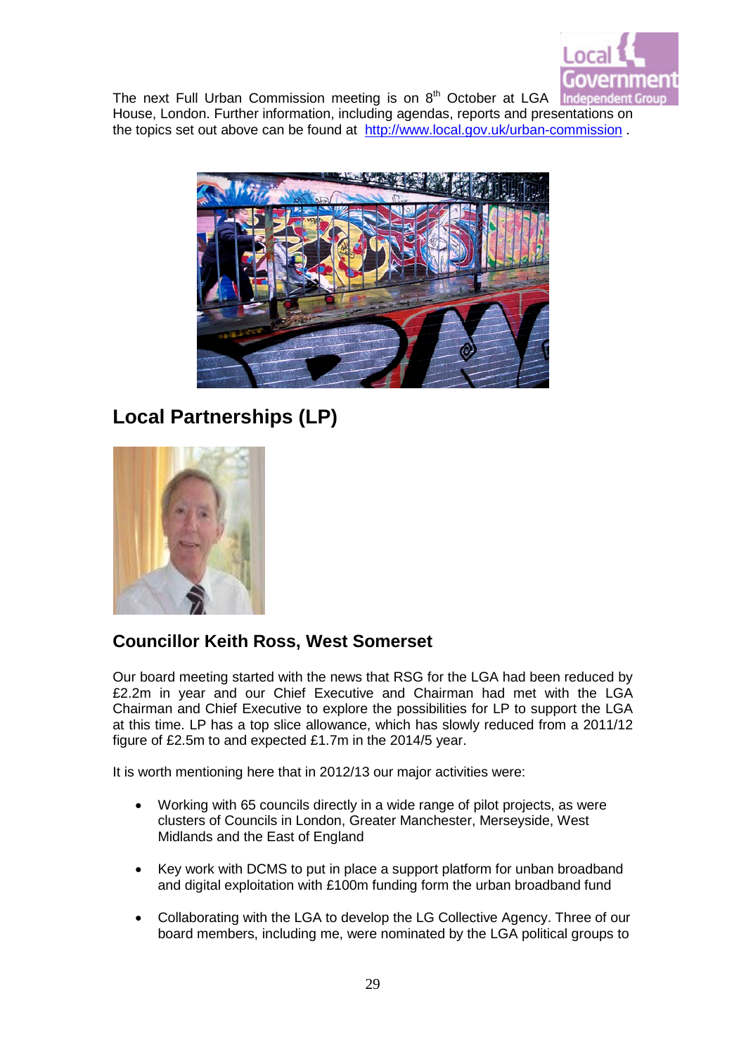The next Full Urban Commission meeting is on 8th October at LGA House, London. Further information, including agendas, reports and presentations on the topics set out above can be found at http://www.local.gov.uk/urban-commission .

## Local Partnerships (LP)

### Councillor Keith Ross, West Somerset

Our board meeting started with the news that RSG for the LGA had been reduced by £2.2m in year and our Chief Executive and Chairman had met with the LGA Chairman and Chief Executive to explore the possibilities for LP to support the LGA at this time. LP has a top slice allowance, which has slowly reduced from a 2011/12 figure of £2.5m to and expected £1.7m in the 2014/5 year.

It is worth mentioning here that in 2012/13 our major activities were:

- Working with 65 councils directly in a wide range of pilot projects, as were clusters of Councils in London, Greater Manchester, Merseyside, West Midlands and the East of England
- Key work with DCMS to put in place a support platform for unban broadband and digital exploitation with £100m funding form the urban broadband fund
- Collaborating with the LGA to develop the LG Collective Agency. Three of our board members, including me, were nominated by the LGA political groups to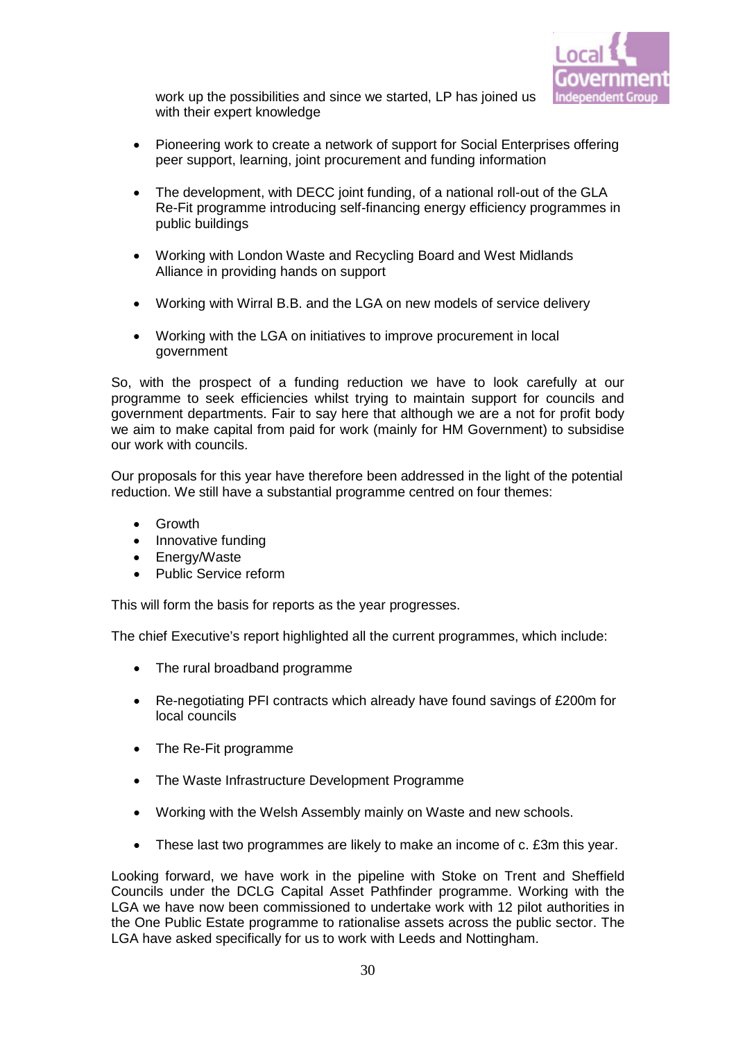work up the possibilities and since we started, LP has joined us with their expert knowledge

- Pioneering work to create a network of support for Social Enterprises offering peer support, learning, joint procurement and funding information

- The development, with DECC joint funding, of a national roll-out of the GLA Re-Fit programme introducing self-financing energy efficiency programmes in public buildings

- Working with London Waste and Recycling Board and West Midlands Alliance in providing hands on support

- Working with Wirral B.B. and the LGA on new models of service delivery

- Working with the LGA on initiatives to improve procurement in local government

So, with the prospect of a funding reduction we have to look carefully at our programme to seek efficiencies whilst trying to maintain support for councils and government departments. Fair to say here that although we are a not for profit body we aim to make capital from paid for work (mainly for HM Government) to subsidise our work with councils.

Our proposals for this year have therefore been addressed in the light of the potential reduction. We still have a substantial programme centred on four themes:

- Growth
- Innovative funding
- Energy/Waste
- Public Service reform

This will form the basis for reports as the year progresses.

The chief Executive's report highlighted all the current programmes, which include:

- The rural broadband programme

- Re-negotiating PFI contracts which already have found savings of £200m for local councils

- The Re-Fit programme

- The Waste Infrastructure Development Programme

- Working with the Welsh Assembly mainly on Waste and new schools.

- These last two programmes are likely to make an income of c. £3m this year.

Looking forward, we have work in the pipeline with Stoke on Trent and Sheffield Councils under the DCLG Capital Asset Pathfinder programme. Working with the LGA we have now been commissioned to undertake work with 12 pilot authorities in the One Public Estate programme to rationalise assets across the public sector. The LGA have asked specifically for us to work with Leeds and Nottingham.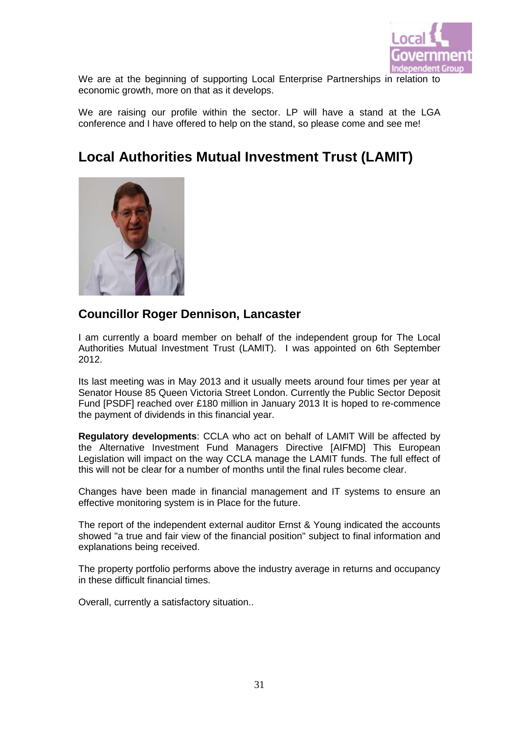We are at the beginning of supporting Local Enterprise Partnerships in relation to economic growth, more on that as it develops.

We are raising our profile within the sector. LP will have a stand at the LGA conference and I have offered to help on the stand, so please come and see me!

## Local Authorities Mutual Investment Trust (LAMIT)

### Councillor Roger Dennison, Lancaster

I am currently a board member on behalf of the independent group for The Local Authorities Mutual Investment Trust (LAMIT). I was appointed on 6th September 2012.

Its last meeting was in May 2013 and it usually meets around four times per year at Senator House 85 Queen Victoria Street London. Currently the Public Sector Deposit Fund [PSDF] reached over £180 million in January 2013 It is hoped to re-commence the payment of dividends in this financial year.

**Regulatory developments**: CCLA who act on behalf of LAMIT Will be affected by the Alternative Investment Fund Managers Directive [AIFMD] This European Legislation will impact on the way CCLA manage the LAMIT funds. The full effect of this will not be clear for a number of months until the final rules become clear.

Changes have been made in financial management and IT systems to ensure an effective monitoring system is in Place for the future.

The report of the independent external auditor Ernst & Young indicated the accounts showed "a true and fair view of the financial position" subject to final information and explanations being received.

The property portfolio performs above the industry average in returns and occupancy in these difficult financial times.

Overall, currently a satisfactory situation..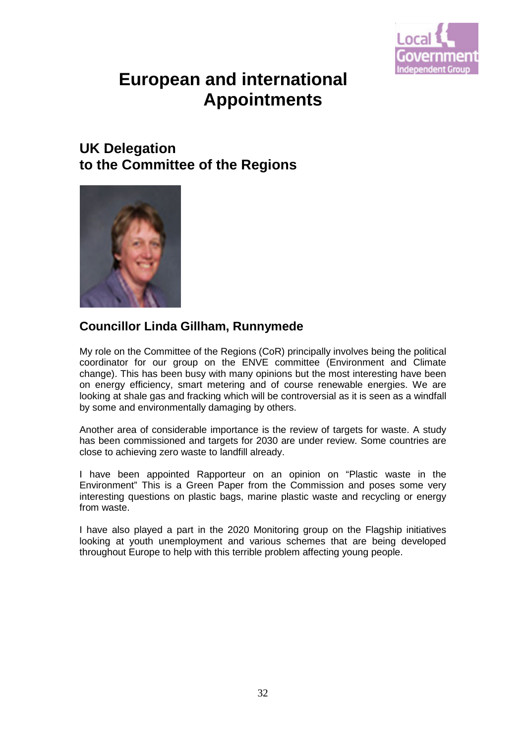# European and international Appointments

## UK Delegation to the Committee of the Regions

### Councillor Linda Gillham, Runnymede

My role on the Committee of the Regions (CoR) principally involves being the political coordinator for our group on the ENVE committee (Environment and Climate change). This has been busy with many opinions but the most interesting have been on energy efficiency, smart metering and of course renewable energies. We are looking at shale gas and fracking which will be controversial as it is seen as a windfall by some and environmentally damaging by others.

Another area of considerable importance is the review of targets for waste. A study has been commissioned and targets for 2030 are under review. Some countries are close to achieving zero waste to landfill already.

I have been appointed Rapporteur on an opinion on "Plastic waste in the Environment" This is a Green Paper from the Commission and poses some very interesting questions on plastic bags, marine plastic waste and recycling or energy from waste.

I have also played a part in the 2020 Monitoring group on the Flagship initiatives looking at youth unemployment and various schemes that are being developed throughout Europe to help with this terrible problem affecting young people.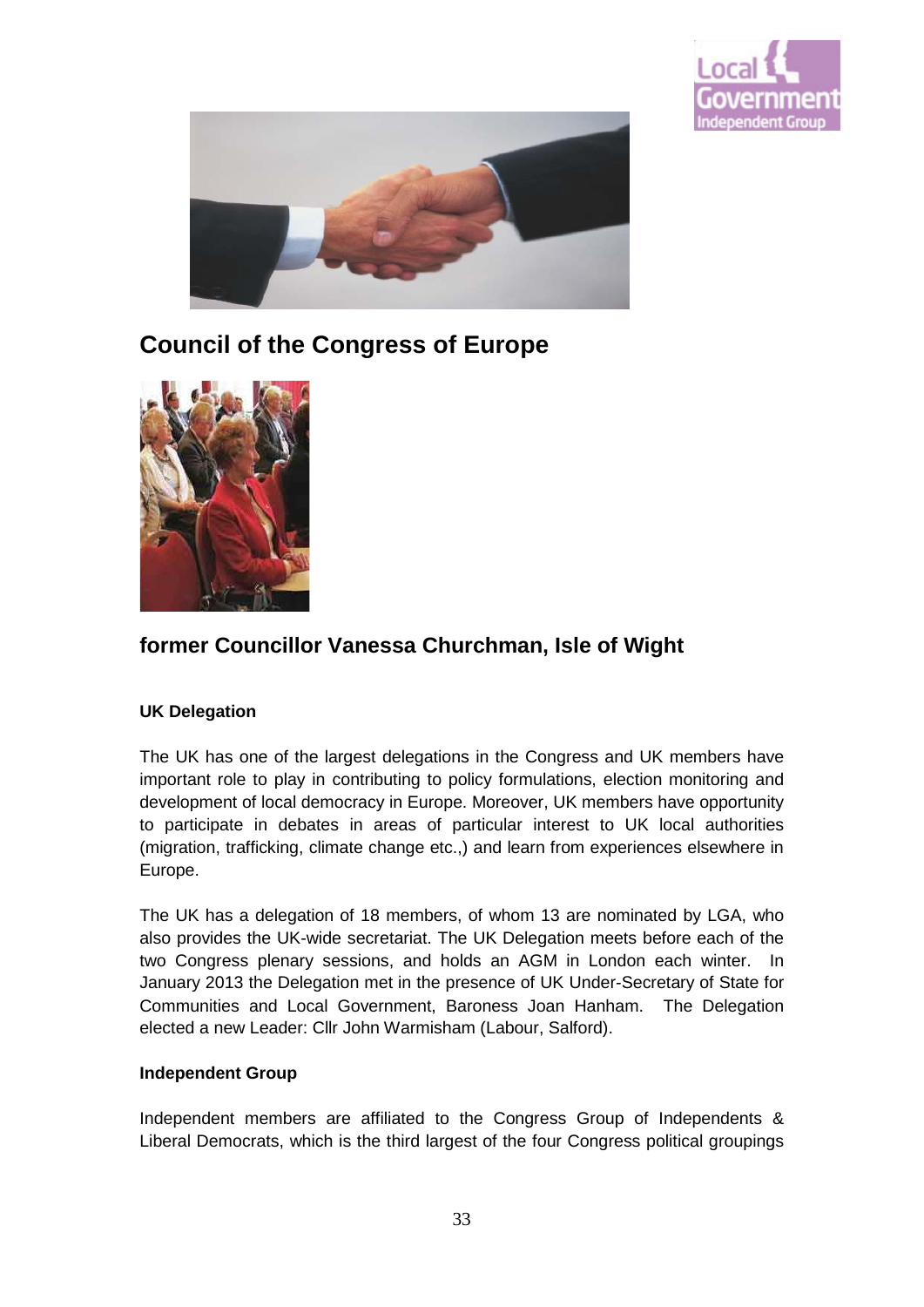## Council of the Congress of Europe

### former Councillor Vanessa Churchman, Isle of Wight

**UK Delegation**

The UK has one of the largest delegations in the Congress and UK members have important role to play in contributing to policy formulations, election monitoring and development of local democracy in Europe. Moreover, UK members have opportunity to participate in debates in areas of particular interest to UK local authorities (migration, trafficking, climate change etc.,) and learn from experiences elsewhere in Europe.

The UK has a delegation of 18 members, of whom 13 are nominated by LGA, who also provides the UK-wide secretariat. The UK Delegation meets before each of the two Congress plenary sessions, and holds an AGM in London each winter. In January 2013 the Delegation met in the presence of UK Under-Secretary of State for Communities and Local Government, Baroness Joan Hanham. The Delegation elected a new Leader: Cllr John Warmisham (Labour, Salford).

**Independent Group**

Independent members are affiliated to the Congress Group of Independents & Liberal Democrats, which is the third largest of the four Congress political groupings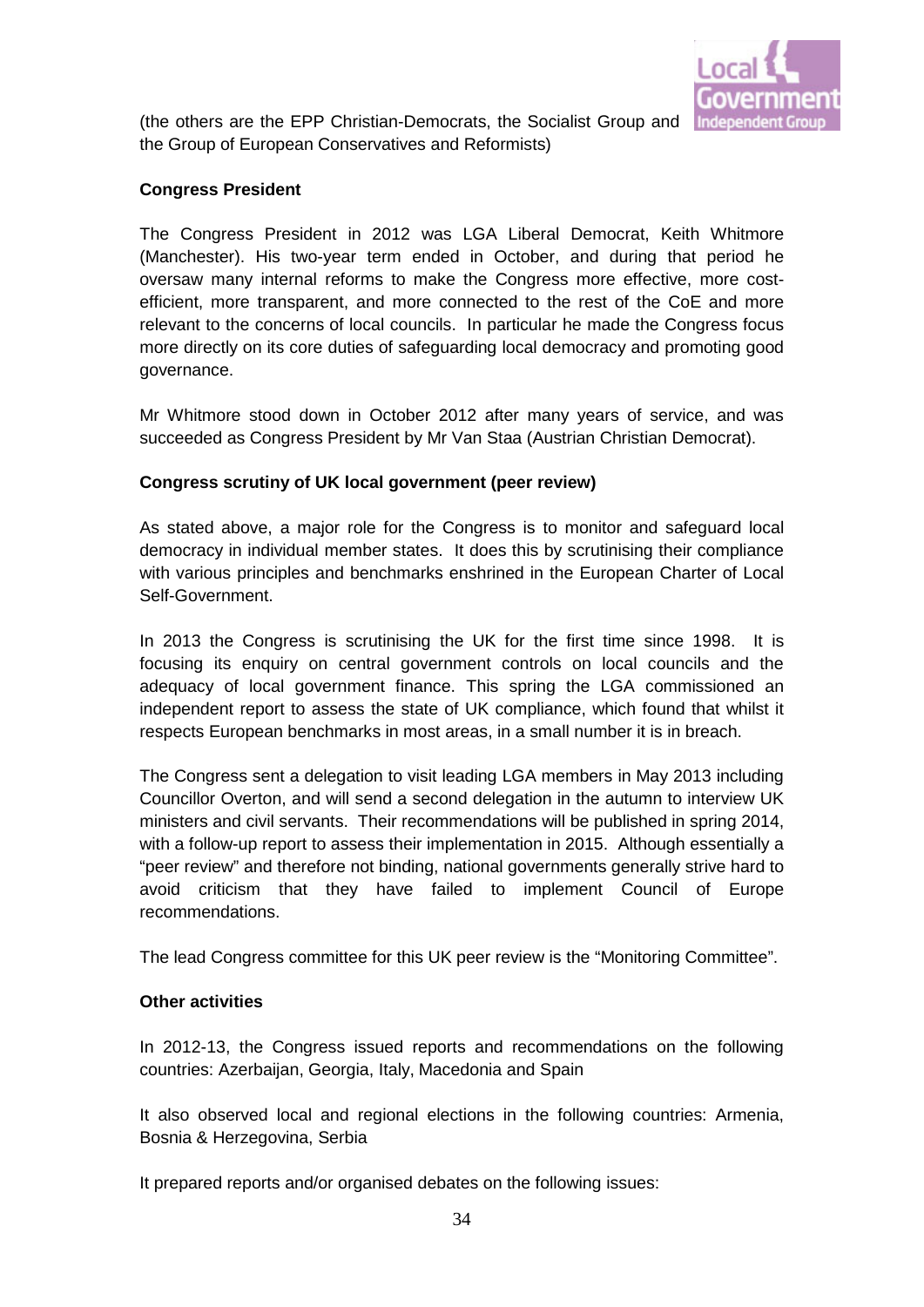(the others are the EPP Christian-Democrats, the Socialist Group and the Group of European Conservatives and Reformists)

**Congress President**

The Congress President in 2012 was LGA Liberal Democrat, Keith Whitmore (Manchester). His two-year term ended in October, and during that period he oversaw many internal reforms to make the Congress more effective, more cost-efficient, more transparent, and more connected to the rest of the CoE and more relevant to the concerns of local councils. In particular he made the Congress focus more directly on its core duties of safeguarding local democracy and promoting good governance.

Mr Whitmore stood down in October 2012 after many years of service, and was succeeded as Congress President by Mr Van Staa (Austrian Christian Democrat).

**Congress scrutiny of UK local government (peer review)**

As stated above, a major role for the Congress is to monitor and safeguard local democracy in individual member states. It does this by scrutinising their compliance with various principles and benchmarks enshrined in the European Charter of Local Self-Government.

In 2013 the Congress is scrutinising the UK for the first time since 1998. It is focusing its enquiry on central government controls on local councils and the adequacy of local government finance. This spring the LGA commissioned an independent report to assess the state of UK compliance, which found that whilst it respects European benchmarks in most areas, in a small number it is in breach.

The Congress sent a delegation to visit leading LGA members in May 2013 including Councillor Overton, and will send a second delegation in the autumn to interview UK ministers and civil servants. Their recommendations will be published in spring 2014, with a follow-up report to assess their implementation in 2015. Although essentially a "peer review" and therefore not binding, national governments generally strive hard to avoid criticism that they have failed to implement Council of Europe recommendations.

The lead Congress committee for this UK peer review is the "Monitoring Committee".

**Other activities**

In 2012-13, the Congress issued reports and recommendations on the following countries: Azerbaijan, Georgia, Italy, Macedonia and Spain

It also observed local and regional elections in the following countries: Armenia, Bosnia & Herzegovina, Serbia

It prepared reports and/or organised debates on the following issues: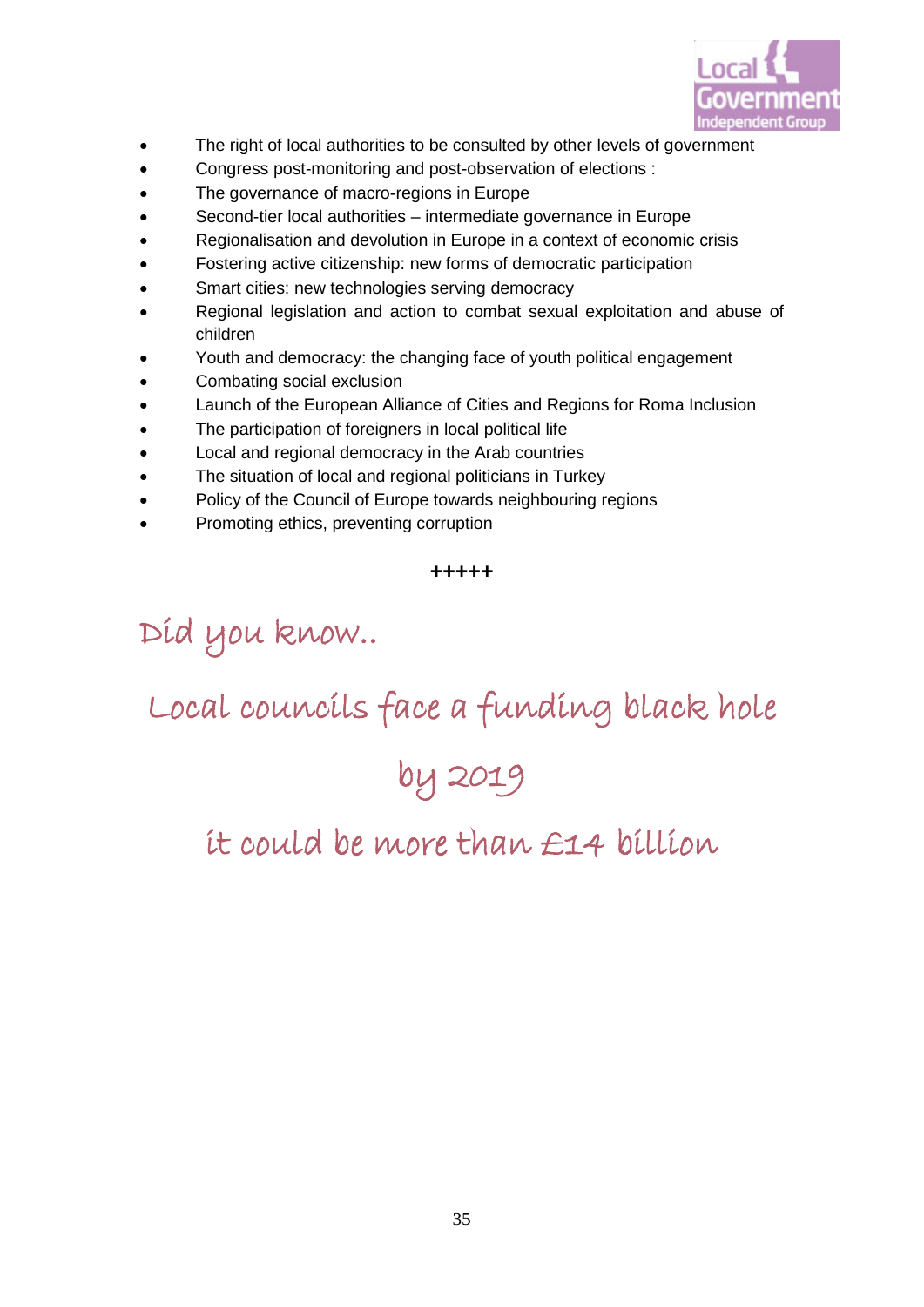- The right of local authorities to be consulted by other levels of government
- Congress post-monitoring and post-observation of elections :
- The governance of macro-regions in Europe
- Second-tier local authorities – intermediate governance in Europe
- Regionalisation and devolution in Europe in a context of economic crisis
- Fostering active citizenship: new forms of democratic participation
- Smart cities: new technologies serving democracy
- Regional legislation and action to combat sexual exploitation and abuse of children
- Youth and democracy: the changing face of youth political engagement
- Combating social exclusion
- Launch of the European Alliance of Cities and Regions for Roma Inclusion
- The participation of foreigners in local political life
- Local and regional democracy in the Arab countries
- The situation of local and regional politicians in Turkey
- Policy of the Council of Europe towards neighbouring regions
- Promoting ethics, preventing corruption

**+++++**

## Did you know..

## Local councils face a funding black hole by 2019

## it could be more than £14 billion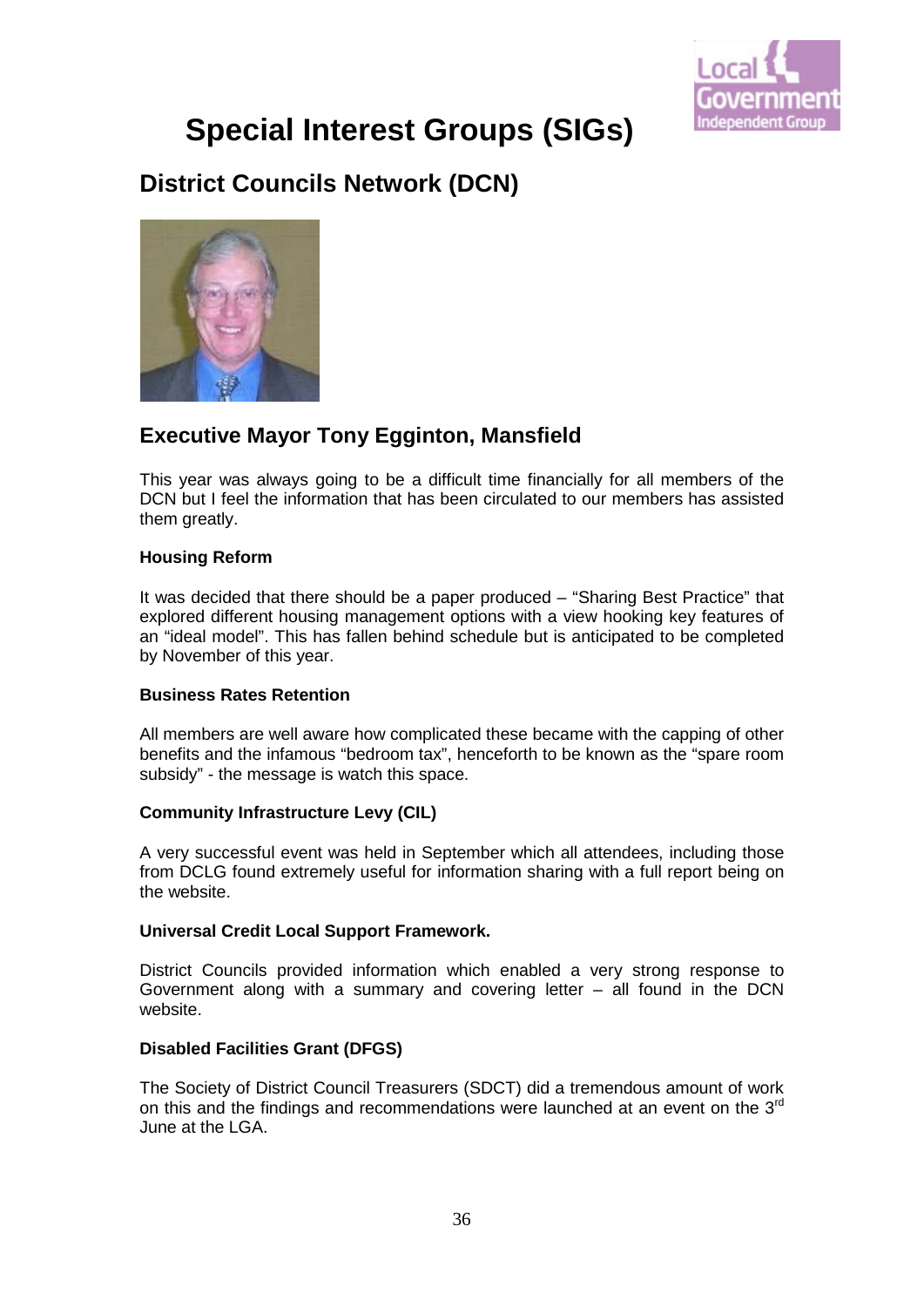# Special Interest Groups (SIGs)

## District Councils Network (DCN)

### Executive Mayor Tony Egginton, Mansfield

This year was always going to be a difficult time financially for all members of the DCN but I feel the information that has been circulated to our members has assisted them greatly.

**Housing Reform**

It was decided that there should be a paper produced – "Sharing Best Practice" that explored different housing management options with a view hooking key features of an "ideal model". This has fallen behind schedule but is anticipated to be completed by November of this year.

**Business Rates Retention**

All members are well aware how complicated these became with the capping of other benefits and the infamous "bedroom tax", henceforth to be known as the "spare room subsidy" - the message is watch this space.

**Community Infrastructure Levy (CIL)**

A very successful event was held in September which all attendees, including those from DCLG found extremely useful for information sharing with a full report being on the website.

**Universal Credit Local Support Framework.**

District Councils provided information which enabled a very strong response to Government along with a summary and covering letter – all found in the DCN website.

**Disabled Facilities Grant (DFGS)**

The Society of District Council Treasurers (SDCT) did a tremendous amount of work on this and the findings and recommendations were launched at an event on the 3rd June at the LGA.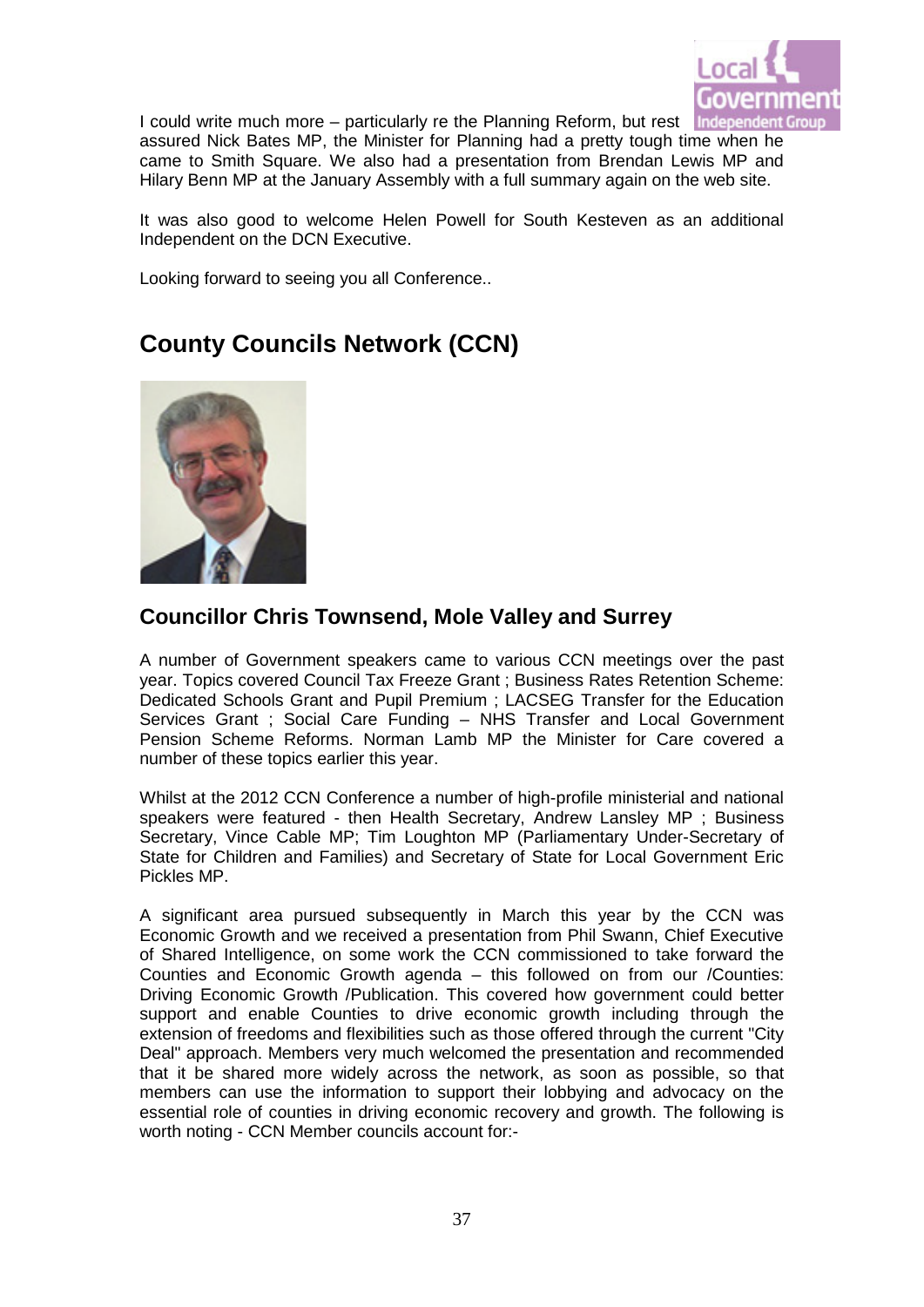I could write much more – particularly re the Planning Reform, but rest assured Nick Bates MP, the Minister for Planning had a pretty tough time when he came to Smith Square. We also had a presentation from Brendan Lewis MP and Hilary Benn MP at the January Assembly with a full summary again on the web site.

It was also good to welcome Helen Powell for South Kesteven as an additional Independent on the DCN Executive.

Looking forward to seeing you all Conference..

## County Councils Network (CCN)

### Councillor Chris Townsend, Mole Valley and Surrey

A number of Government speakers came to various CCN meetings over the past year. Topics covered Council Tax Freeze Grant ; Business Rates Retention Scheme: Dedicated Schools Grant and Pupil Premium ; LACSEG Transfer for the Education Services Grant ; Social Care Funding – NHS Transfer and Local Government Pension Scheme Reforms. Norman Lamb MP the Minister for Care covered a number of these topics earlier this year.

Whilst at the 2012 CCN Conference a number of high-profile ministerial and national speakers were featured - then Health Secretary, Andrew Lansley MP ; Business Secretary, Vince Cable MP; Tim Loughton MP (Parliamentary Under-Secretary of State for Children and Families) and Secretary of State for Local Government Eric Pickles MP.

A significant area pursued subsequently in March this year by the CCN was Economic Growth and we received a presentation from Phil Swann, Chief Executive of Shared Intelligence, on some work the CCN commissioned to take forward the Counties and Economic Growth agenda – this followed on from our /Counties: Driving Economic Growth /Publication. This covered how government could better support and enable Counties to drive economic growth including through the extension of freedoms and flexibilities such as those offered through the current "City Deal" approach. Members very much welcomed the presentation and recommended that it be shared more widely across the network, as soon as possible, so that members can use the information to support their lobbying and advocacy on the essential role of counties in driving economic recovery and growth. The following is worth noting - CCN Member councils account for:-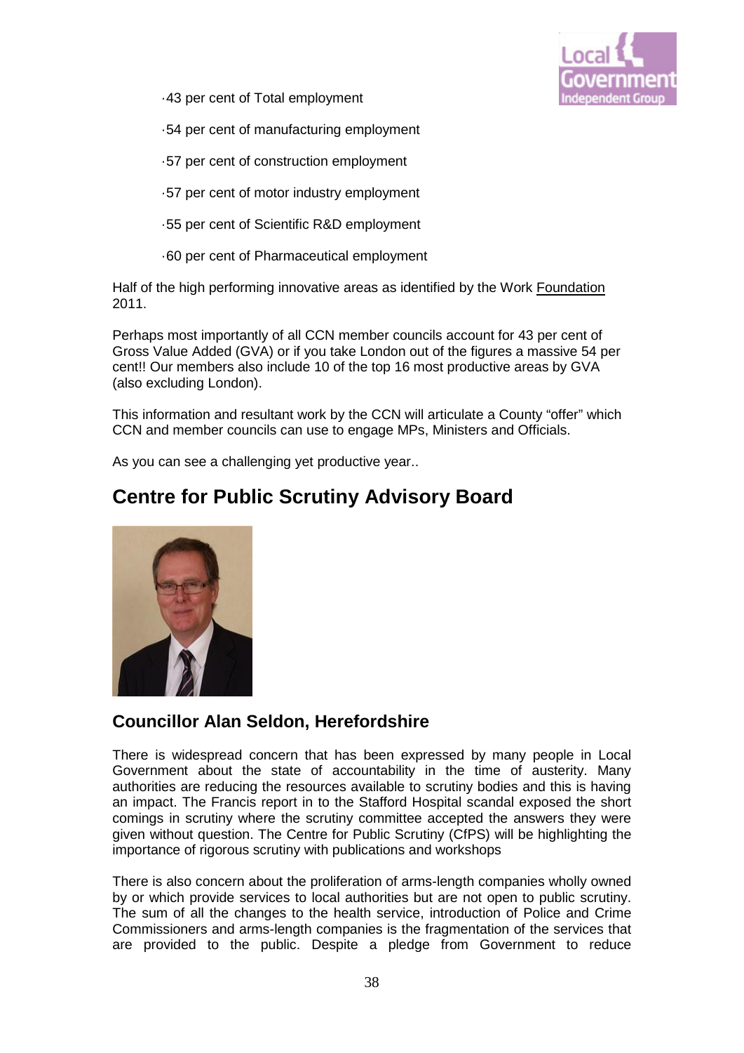- 43 per cent of Total employment
- 54 per cent of manufacturing employment
- 57 per cent of construction employment
- 57 per cent of motor industry employment
- 55 per cent of Scientific R&D employment
- 60 per cent of Pharmaceutical employment

Half of the high performing innovative areas as identified by the Work Foundation 2011.

Perhaps most importantly of all CCN member councils account for 43 per cent of Gross Value Added (GVA) or if you take London out of the figures a massive 54 per cent!! Our members also include 10 of the top 16 most productive areas by GVA (also excluding London).

This information and resultant work by the CCN will articulate a County "offer" which CCN and member councils can use to engage MPs, Ministers and Officials.

As you can see a challenging yet productive year..

## Centre for Public Scrutiny Advisory Board

### Councillor Alan Seldon, Herefordshire

There is widespread concern that has been expressed by many people in Local Government about the state of accountability in the time of austerity. Many authorities are reducing the resources available to scrutiny bodies and this is having an impact. The Francis report in to the Stafford Hospital scandal exposed the short comings in scrutiny where the scrutiny committee accepted the answers they were given without question. The Centre for Public Scrutiny (CfPS) will be highlighting the importance of rigorous scrutiny with publications and workshops

There is also concern about the proliferation of arms-length companies wholly owned by or which provide services to local authorities but are not open to public scrutiny. The sum of all the changes to the health service, introduction of Police and Crime Commissioners and arms-length companies is the fragmentation of the services that are provided to the public. Despite a pledge from Government to reduce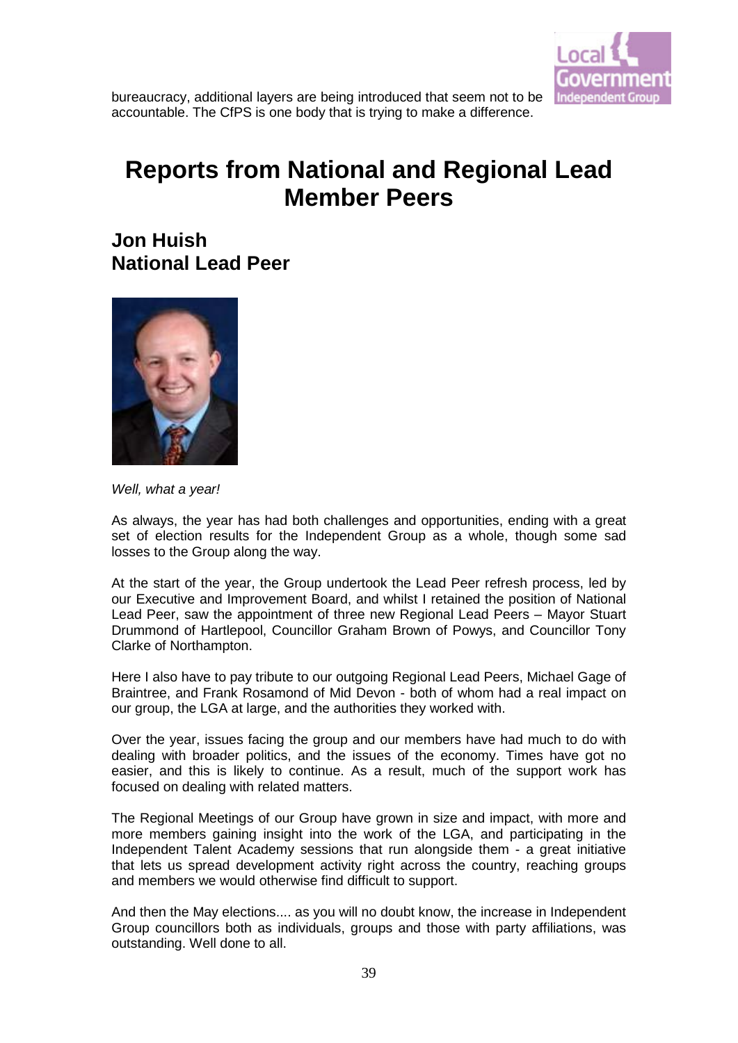bureaucracy, additional layers are being introduced that seem not to be accountable. The CfPS is one body that is trying to make a difference.

# Reports from National and Regional Lead Member Peers

## Jon Huish
## National Lead Peer

*Well, what a year!*

As always, the year has had both challenges and opportunities, ending with a great set of election results for the Independent Group as a whole, though some sad losses to the Group along the way.

At the start of the year, the Group undertook the Lead Peer refresh process, led by our Executive and Improvement Board, and whilst I retained the position of National Lead Peer, saw the appointment of three new Regional Lead Peers – Mayor Stuart Drummond of Hartlepool, Councillor Graham Brown of Powys, and Councillor Tony Clarke of Northampton.

Here I also have to pay tribute to our outgoing Regional Lead Peers, Michael Gage of Braintree, and Frank Rosamond of Mid Devon - both of whom had a real impact on our group, the LGA at large, and the authorities they worked with.

Over the year, issues facing the group and our members have had much to do with dealing with broader politics, and the issues of the economy. Times have got no easier, and this is likely to continue. As a result, much of the support work has focused on dealing with related matters.

The Regional Meetings of our Group have grown in size and impact, with more and more members gaining insight into the work of the LGA, and participating in the Independent Talent Academy sessions that run alongside them - a great initiative that lets us spread development activity right across the country, reaching groups and members we would otherwise find difficult to support.

And then the May elections.... as you will no doubt know, the increase in Independent Group councillors both as individuals, groups and those with party affiliations, was outstanding. Well done to all.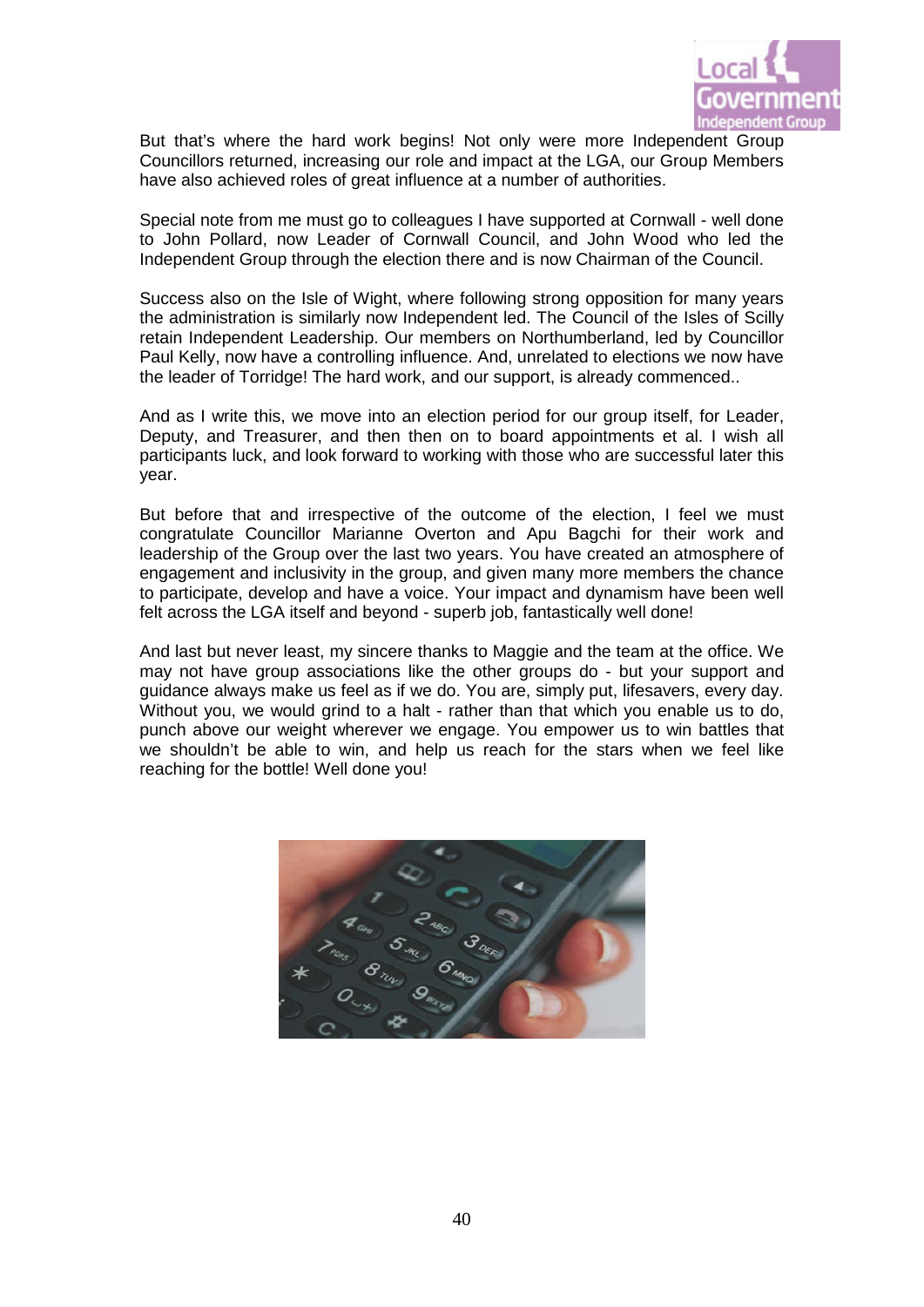But that's where the hard work begins! Not only were more Independent Group Councillors returned, increasing our role and impact at the LGA, our Group Members have also achieved roles of great influence at a number of authorities.

Special note from me must go to colleagues I have supported at Cornwall - well done to John Pollard, now Leader of Cornwall Council, and John Wood who led the Independent Group through the election there and is now Chairman of the Council.

Success also on the Isle of Wight, where following strong opposition for many years the administration is similarly now Independent led. The Council of the Isles of Scilly retain Independent Leadership. Our members on Northumberland, led by Councillor Paul Kelly, now have a controlling influence. And, unrelated to elections we now have the leader of Torridge! The hard work, and our support, is already commenced..

And as I write this, we move into an election period for our group itself, for Leader, Deputy, and Treasurer, and then then on to board appointments et al. I wish all participants luck, and look forward to working with those who are successful later this year.

But before that and irrespective of the outcome of the election, I feel we must congratulate Councillor Marianne Overton and Apu Bagchi for their work and leadership of the Group over the last two years. You have created an atmosphere of engagement and inclusivity in the group, and given many more members the chance to participate, develop and have a voice. Your impact and dynamism have been well felt across the LGA itself and beyond - superb job, fantastically well done!

And last but never least, my sincere thanks to Maggie and the team at the office. We may not have group associations like the other groups do - but your support and guidance always make us feel as if we do. You are, simply put, lifesavers, every day. Without you, we would grind to a halt - rather than that which you enable us to do, punch above our weight wherever we engage. You empower us to win battles that we shouldn't be able to win, and help us reach for the stars when we feel like reaching for the bottle! Well done you!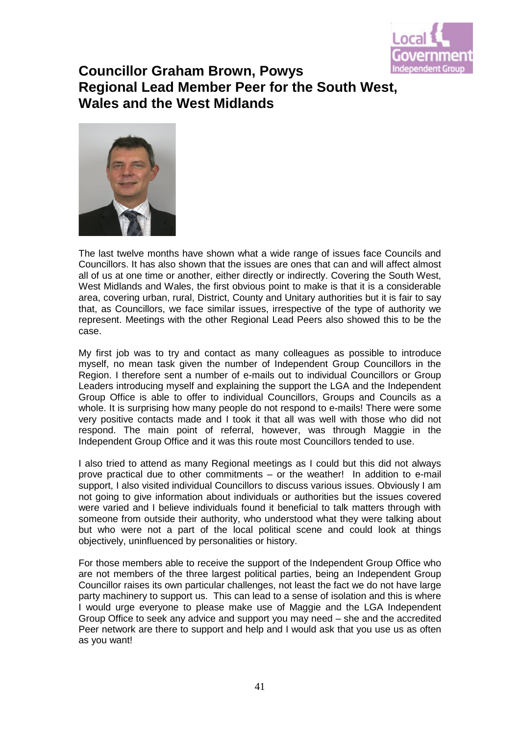# Councillor Graham Brown, Powys
# Regional Lead Member Peer for the South West, Wales and the West Midlands

The last twelve months have shown what a wide range of issues face Councils and Councillors. It has also shown that the issues are ones that can and will affect almost all of us at one time or another, either directly or indirectly. Covering the South West, West Midlands and Wales, the first obvious point to make is that it is a considerable area, covering urban, rural, District, County and Unitary authorities but it is fair to say that, as Councillors, we face similar issues, irrespective of the type of authority we represent. Meetings with the other Regional Lead Peers also showed this to be the case.

My first job was to try and contact as many colleagues as possible to introduce myself, no mean task given the number of Independent Group Councillors in the Region. I therefore sent a number of e-mails out to individual Councillors or Group Leaders introducing myself and explaining the support the LGA and the Independent Group Office is able to offer to individual Councillors, Groups and Councils as a whole. It is surprising how many people do not respond to e-mails! There were some very positive contacts made and I took it that all was well with those who did not respond. The main point of referral, however, was through Maggie in the Independent Group Office and it was this route most Councillors tended to use.

I also tried to attend as many Regional meetings as I could but this did not always prove practical due to other commitments – or the weather! In addition to e-mail support, I also visited individual Councillors to discuss various issues. Obviously I am not going to give information about individuals or authorities but the issues covered were varied and I believe individuals found it beneficial to talk matters through with someone from outside their authority, who understood what they were talking about but who were not a part of the local political scene and could look at things objectively, uninfluenced by personalities or history.

For those members able to receive the support of the Independent Group Office who are not members of the three largest political parties, being an Independent Group Councillor raises its own particular challenges, not least the fact we do not have large party machinery to support us. This can lead to a sense of isolation and this is where I would urge everyone to please make use of Maggie and the LGA Independent Group Office to seek any advice and support you may need – she and the accredited Peer network are there to support and help and I would ask that you use us as often as you want!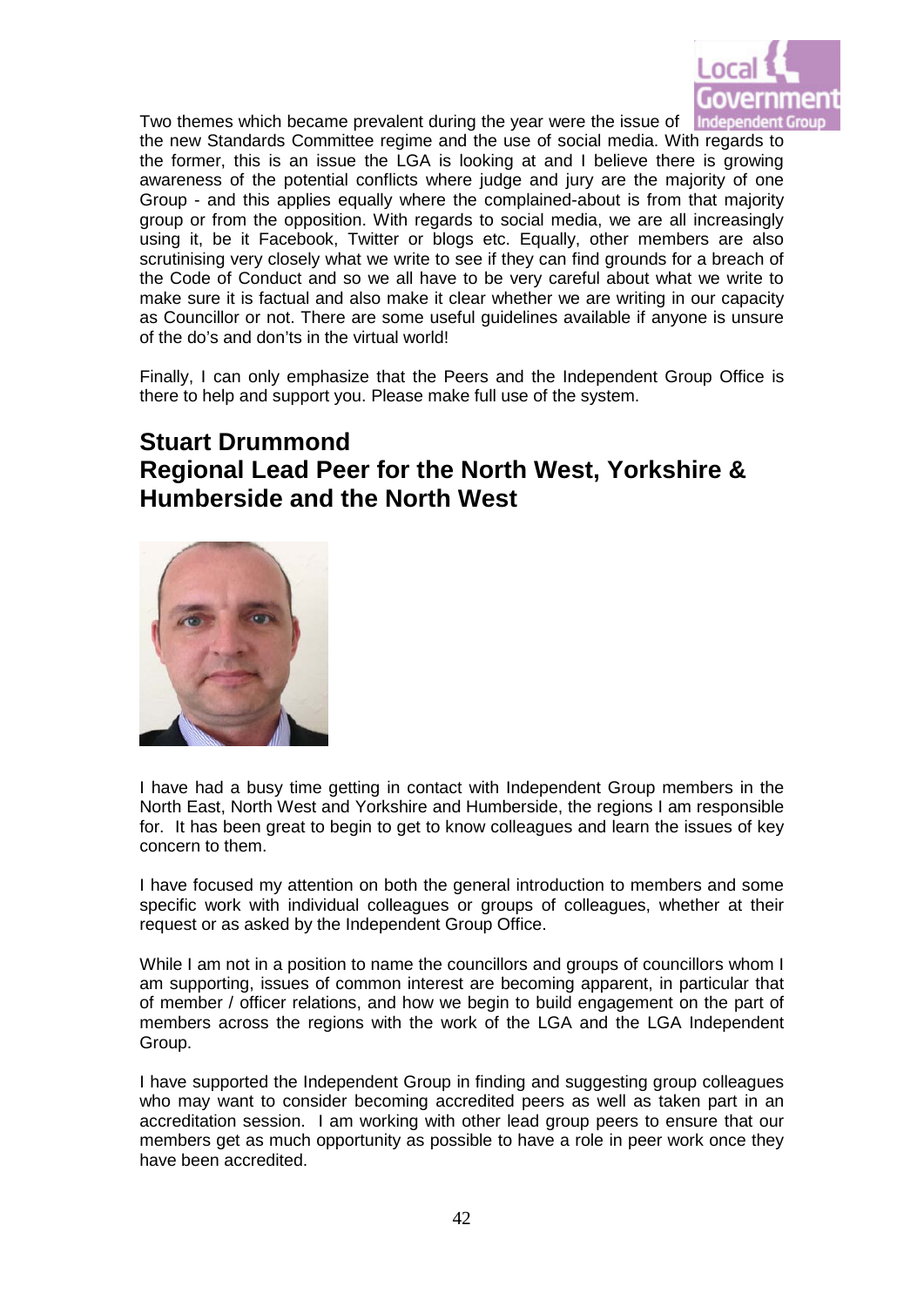Two themes which became prevalent during the year were the issue of the new Standards Committee regime and the use of social media. With regards to the former, this is an issue the LGA is looking at and I believe there is growing awareness of the potential conflicts where judge and jury are the majority of one Group - and this applies equally where the complained-about is from that majority group or from the opposition. With regards to social media, we are all increasingly using it, be it Facebook, Twitter or blogs etc. Equally, other members are also scrutinising very closely what we write to see if they can find grounds for a breach of the Code of Conduct and so we all have to be very careful about what we write to make sure it is factual and also make it clear whether we are writing in our capacity as Councillor or not. There are some useful guidelines available if anyone is unsure of the do's and don'ts in the virtual world!

Finally, I can only emphasize that the Peers and the Independent Group Office is there to help and support you. Please make full use of the system.

## Stuart Drummond
## Regional Lead Peer for the North West, Yorkshire & Humberside and the North West

I have had a busy time getting in contact with Independent Group members in the North East, North West and Yorkshire and Humberside, the regions I am responsible for. It has been great to begin to get to know colleagues and learn the issues of key concern to them.

I have focused my attention on both the general introduction to members and some specific work with individual colleagues or groups of colleagues, whether at their request or as asked by the Independent Group Office.

While I am not in a position to name the councillors and groups of councillors whom I am supporting, issues of common interest are becoming apparent, in particular that of member / officer relations, and how we begin to build engagement on the part of members across the regions with the work of the LGA and the LGA Independent Group.

I have supported the Independent Group in finding and suggesting group colleagues who may want to consider becoming accredited peers as well as taken part in an accreditation session. I am working with other lead group peers to ensure that our members get as much opportunity as possible to have a role in peer work once they have been accredited.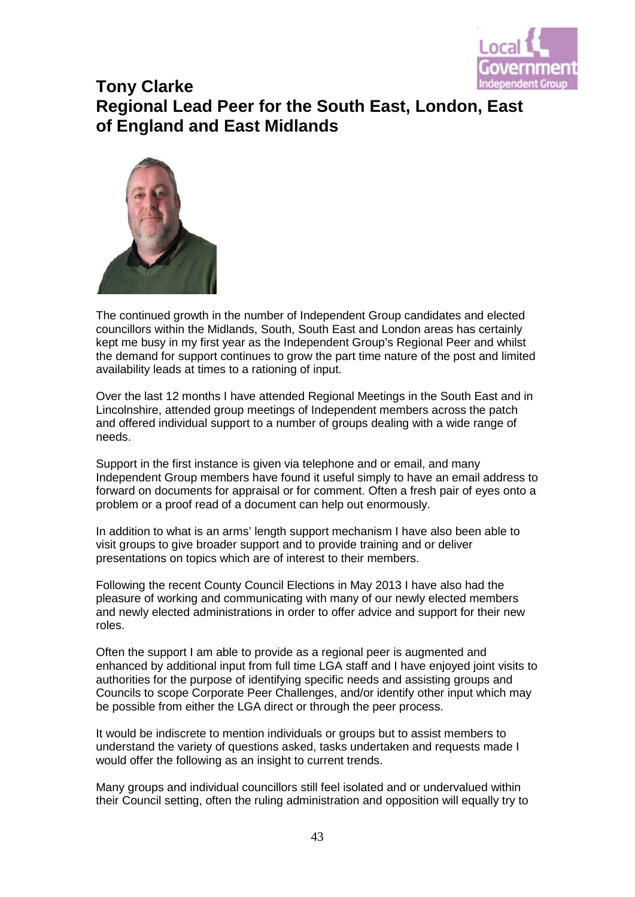# Tony Clarke
# Regional Lead Peer for the South East, London, East of England and East Midlands

The continued growth in the number of Independent Group candidates and elected councillors within the Midlands, South, South East and London areas has certainly kept me busy in my first year as the Independent Group's Regional Peer and whilst the demand for support continues to grow the part time nature of the post and limited availability leads at times to a rationing of input.

Over the last 12 months I have attended Regional Meetings in the South East and in Lincolnshire, attended group meetings of Independent members across the patch and offered individual support to a number of groups dealing with a wide range of needs.

Support in the first instance is given via telephone and or email, and many Independent Group members have found it useful simply to have an email address to forward on documents for appraisal or for comment. Often a fresh pair of eyes onto a problem or a proof read of a document can help out enormously.

In addition to what is an arms' length support mechanism I have also been able to visit groups to give broader support and to provide training and or deliver presentations on topics which are of interest to their members.

Following the recent County Council Elections in May 2013 I have also had the pleasure of working and communicating with many of our newly elected members and newly elected administrations in order to offer advice and support for their new roles.

Often the support I am able to provide as a regional peer is augmented and enhanced by additional input from full time LGA staff and I have enjoyed joint visits to authorities for the purpose of identifying specific needs and assisting groups and Councils to scope Corporate Peer Challenges, and/or identify other input which may be possible from either the LGA direct or through the peer process.

It would be indiscrete to mention individuals or groups but to assist members to understand the variety of questions asked, tasks undertaken and requests made I would offer the following as an insight to current trends.

Many groups and individual councillors still feel isolated and or undervalued within their Council setting, often the ruling administration and opposition will equally try to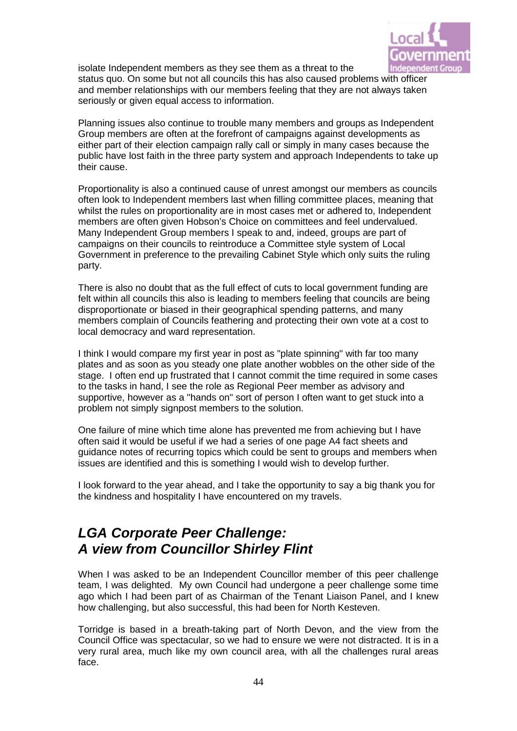isolate Independent members as they see them as a threat to the status quo. On some but not all councils this has also caused problems with officer and member relationships with our members feeling that they are not always taken seriously or given equal access to information.

Planning issues also continue to trouble many members and groups as Independent Group members are often at the forefront of campaigns against developments as either part of their election campaign rally call or simply in many cases because the public have lost faith in the three party system and approach Independents to take up their cause.

Proportionality is also a continued cause of unrest amongst our members as councils often look to Independent members last when filling committee places, meaning that whilst the rules on proportionality are in most cases met or adhered to, Independent members are often given Hobson's Choice on committees and feel undervalued. Many Independent Group members I speak to and, indeed, groups are part of campaigns on their councils to reintroduce a Committee style system of Local Government in preference to the prevailing Cabinet Style which only suits the ruling party.

There is also no doubt that as the full effect of cuts to local government funding are felt within all councils this also is leading to members feeling that councils are being disproportionate or biased in their geographical spending patterns, and many members complain of Councils feathering and protecting their own vote at a cost to local democracy and ward representation.

I think I would compare my first year in post as "plate spinning" with far too many plates and as soon as you steady one plate another wobbles on the other side of the stage. I often end up frustrated that I cannot commit the time required in some cases to the tasks in hand, I see the role as Regional Peer member as advisory and supportive, however as a "hands on" sort of person I often want to get stuck into a problem not simply signpost members to the solution.

One failure of mine which time alone has prevented me from achieving but I have often said it would be useful if we had a series of one page A4 fact sheets and guidance notes of recurring topics which could be sent to groups and members when issues are identified and this is something I would wish to develop further.

I look forward to the year ahead, and I take the opportunity to say a big thank you for the kindness and hospitality I have encountered on my travels.

## *LGA Corporate Peer Challenge: A view from Councillor Shirley Flint*

When I was asked to be an Independent Councillor member of this peer challenge team, I was delighted. My own Council had undergone a peer challenge some time ago which I had been part of as Chairman of the Tenant Liaison Panel, and I knew how challenging, but also successful, this had been for North Kesteven.

Torridge is based in a breath-taking part of North Devon, and the view from the Council Office was spectacular, so we had to ensure we were not distracted. It is in a very rural area, much like my own council area, with all the challenges rural areas face.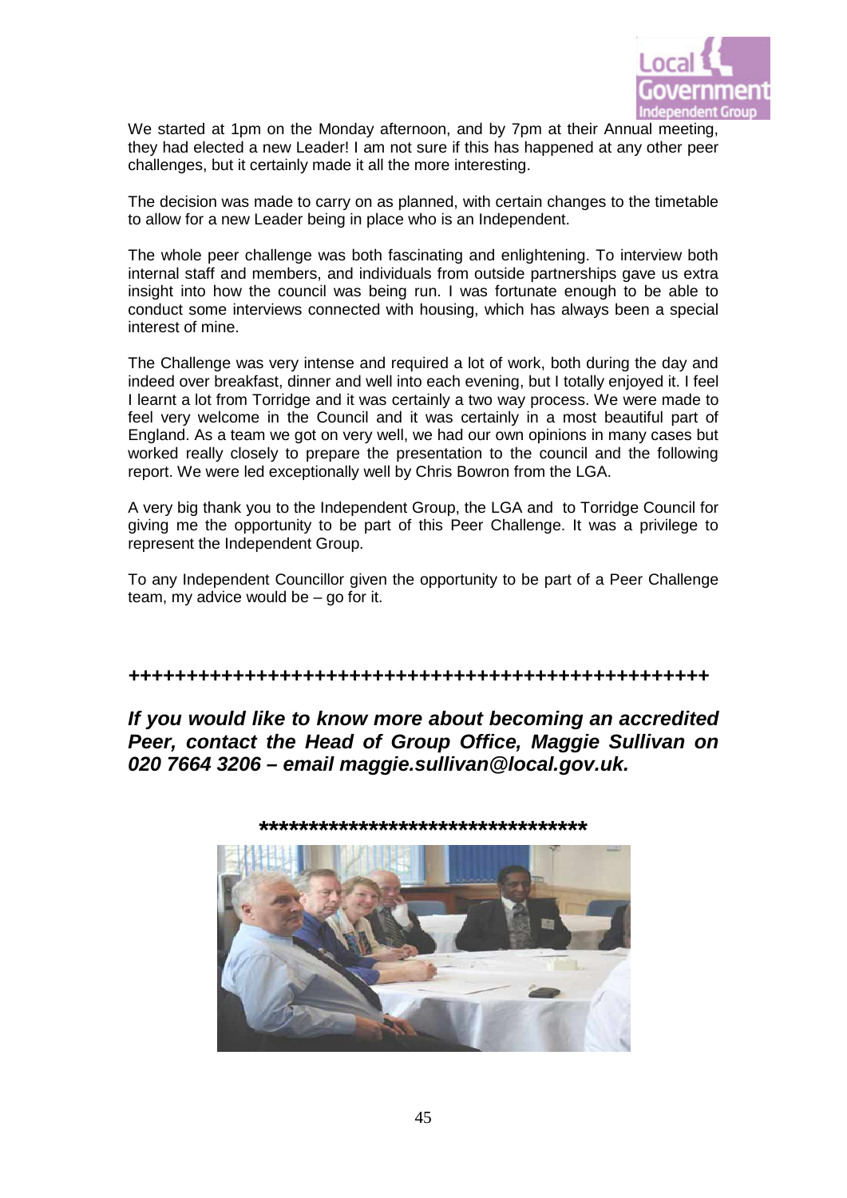We started at 1pm on the Monday afternoon, and by 7pm at their Annual meeting, they had elected a new Leader! I am not sure if this has happened at any other peer challenges, but it certainly made it all the more interesting.

The decision was made to carry on as planned, with certain changes to the timetable to allow for a new Leader being in place who is an Independent.

The whole peer challenge was both fascinating and enlightening. To interview both internal staff and members, and individuals from outside partnerships gave us extra insight into how the council was being run. I was fortunate enough to be able to conduct some interviews connected with housing, which has always been a special interest of mine.

The Challenge was very intense and required a lot of work, both during the day and indeed over breakfast, dinner and well into each evening, but I totally enjoyed it. I feel I learnt a lot from Torridge and it was certainly a two way process. We were made to feel very welcome in the Council and it was certainly in a most beautiful part of England. As a team we got on very well, we had our own opinions in many cases but worked really closely to prepare the presentation to the council and the following report. We were led exceptionally well by Chris Bowron from the LGA.

A very big thank you to the Independent Group, the LGA and to Torridge Council for giving me the opportunity to be part of this Peer Challenge. It was a privilege to represent the Independent Group.

To any Independent Councillor given the opportunity to be part of a Peer Challenge team, my advice would be – go for it.

***++++++++++++++++++++++++++++++++++++++++++++++++++++***

***If you would like to know more about becoming an accredited Peer, contact the Head of Group Office, Maggie Sullivan on 020 7664 3206 – email maggie.sullivan@local.gov.uk.***

**************************************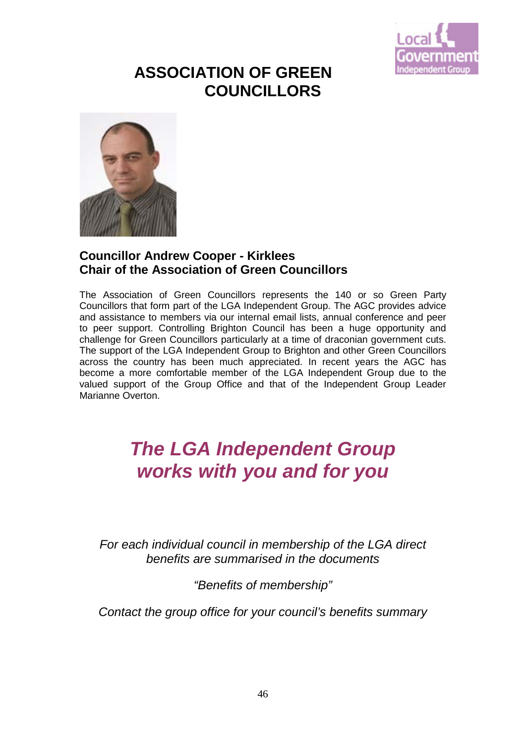# ASSOCIATION OF GREEN COUNCILLORS

**Councillor Andrew Cooper - Kirklees**
**Chair of the Association of Green Councillors**

The Association of Green Councillors represents the 140 or so Green Party Councillors that form part of the LGA Independent Group. The AGC provides advice and assistance to members via our internal email lists, annual conference and peer to peer support. Controlling Brighton Council has been a huge opportunity and challenge for Green Councillors particularly at a time of draconian government cuts. The support of the LGA Independent Group to Brighton and other Green Councillors across the country has been much appreciated. In recent years the AGC has become a more comfortable member of the LGA Independent Group due to the valued support of the Group Office and that of the Independent Group Leader Marianne Overton.

## *The LGA Independent Group works with you and for you*

*For each individual council in membership of the LGA direct benefits are summarised in the documents*

*"Benefits of membership"*

*Contact the group office for your council's benefits summary*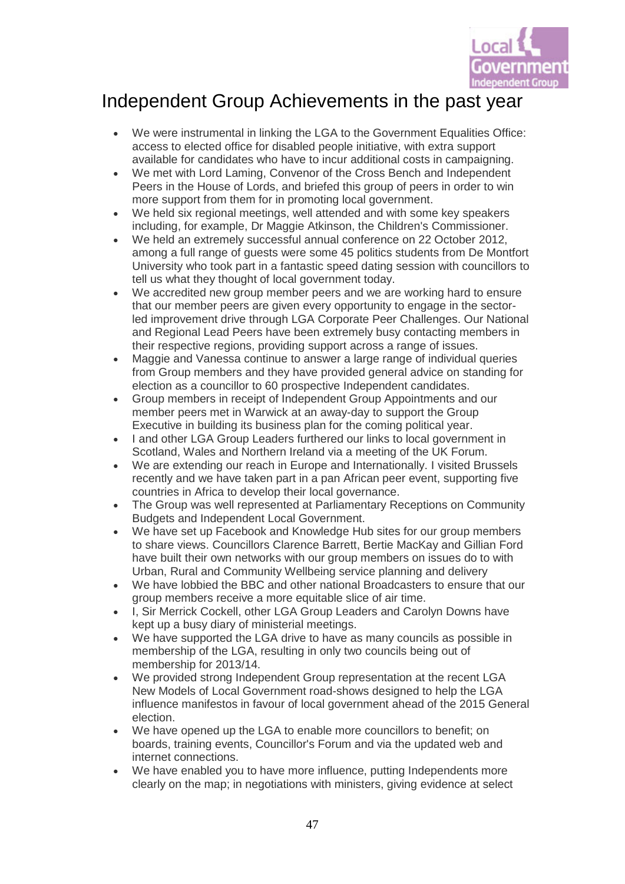# Independent Group Achievements in the past year

- We were instrumental in linking the LGA to the Government Equalities Office: access to elected office for disabled people initiative, with extra support available for candidates who have to incur additional costs in campaigning.
- We met with Lord Laming, Convenor of the Cross Bench and Independent Peers in the House of Lords, and briefed this group of peers in order to win more support from them for in promoting local government.
- We held six regional meetings, well attended and with some key speakers including, for example, Dr Maggie Atkinson, the Children's Commissioner.
- We held an extremely successful annual conference on 22 October 2012, among a full range of guests were some 45 politics students from De Montfort University who took part in a fantastic speed dating session with councillors to tell us what they thought of local government today.
- We accredited new group member peers and we are working hard to ensure that our member peers are given every opportunity to engage in the sector-led improvement drive through LGA Corporate Peer Challenges. Our National and Regional Lead Peers have been extremely busy contacting members in their respective regions, providing support across a range of issues.
- Maggie and Vanessa continue to answer a large range of individual queries from Group members and they have provided general advice on standing for election as a councillor to 60 prospective Independent candidates.
- Group members in receipt of Independent Group Appointments and our member peers met in Warwick at an away-day to support the Group Executive in building its business plan for the coming political year.
- I and other LGA Group Leaders furthered our links to local government in Scotland, Wales and Northern Ireland via a meeting of the UK Forum.
- We are extending our reach in Europe and Internationally. I visited Brussels recently and we have taken part in a pan African peer event, supporting five countries in Africa to develop their local governance.
- The Group was well represented at Parliamentary Receptions on Community Budgets and Independent Local Government.
- We have set up Facebook and Knowledge Hub sites for our group members to share views. Councillors Clarence Barrett, Bertie MacKay and Gillian Ford have built their own networks with our group members on issues do to with Urban, Rural and Community Wellbeing service planning and delivery
- We have lobbied the BBC and other national Broadcasters to ensure that our group members receive a more equitable slice of air time.
- I, Sir Merrick Cockell, other LGA Group Leaders and Carolyn Downs have kept up a busy diary of ministerial meetings.
- We have supported the LGA drive to have as many councils as possible in membership of the LGA, resulting in only two councils being out of membership for 2013/14.
- We provided strong Independent Group representation at the recent LGA New Models of Local Government road-shows designed to help the LGA influence manifestos in favour of local government ahead of the 2015 General election.
- We have opened up the LGA to enable more councillors to benefit; on boards, training events, Councillor's Forum and via the updated web and internet connections.
- We have enabled you to have more influence, putting Independents more clearly on the map; in negotiations with ministers, giving evidence at select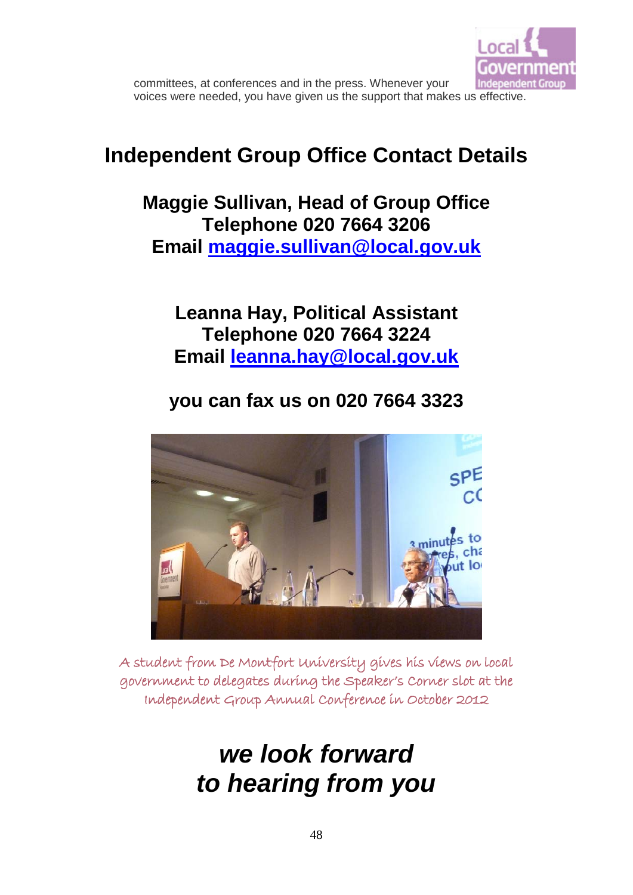committees, at conferences and in the press. Whenever your voices were needed, you have given us the support that makes us effective.

# Independent Group Office Contact Details

**Maggie Sullivan, Head of Group Office**
**Telephone 020 7664 3206**
**Email maggie.sullivan@local.gov.uk**

**Leanna Hay, Political Assistant**
**Telephone 020 7664 3224**
**Email leanna.hay@local.gov.uk**

**you can fax us on 020 7664 3323**

A student from De Montfort University gives his views on local government to delegates during the Speaker's Corner slot at the Independent Group Annual Conference in October 2012

***we look forward to hearing from you***